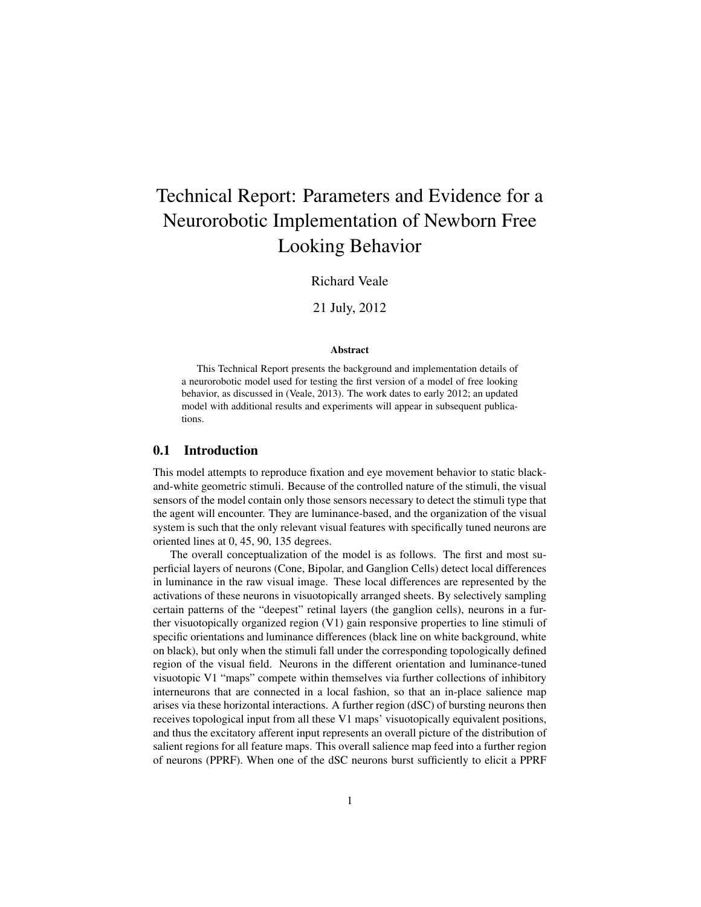# Technical Report: Parameters and Evidence for a Neurorobotic Implementation of Newborn Free Looking Behavior

Richard Veale

21 July, 2012

**Abstract**

This Technical Report presents the background and implementation details of a neurorobotic model used for testing the first version of a model of free looking behavior, as discussed in (Veale, 2013). The work dates to early 2012; an updated model with additional results and experiments will appear in subsequent publications.

## 0.1 Introduction

This model attempts to reproduce fixation and eye movement behavior to static black-and-white geometric stimuli. Because of the controlled nature of the stimuli, the visual sensors of the model contain only those sensors necessary to detect the stimuli type that the agent will encounter. They are luminance-based, and the organization of the visual system is such that the only relevant visual features with specifically tuned neurons are oriented lines at 0, 45, 90, 135 degrees.

The overall conceptualization of the model is as follows. The first and most superficial layers of neurons (Cone, Bipolar, and Ganglion Cells) detect local differences in luminance in the raw visual image. These local differences are represented by the activations of these neurons in visuotopically arranged sheets. By selectively sampling certain patterns of the "deepest" retinal layers (the ganglion cells), neurons in a further visuotopically organized region (V1) gain responsive properties to line stimuli of specific orientations and luminance differences (black line on white background, white on black), but only when the stimuli fall under the corresponding topologically defined region of the visual field. Neurons in the different orientation and luminance-tuned visuotopic V1 "maps" compete within themselves via further collections of inhibitory interneurons that are connected in a local fashion, so that an in-place salience map arises via these horizontal interactions. A further region (dSC) of bursting neurons then receives topological input from all these V1 maps' visuotopically equivalent positions, and thus the excitatory afferent input represents an overall picture of the distribution of salient regions for all feature maps. This overall salience map feed into a further region of neurons (PPRF). When one of the dSC neurons burst sufficiently to elicit a PPRF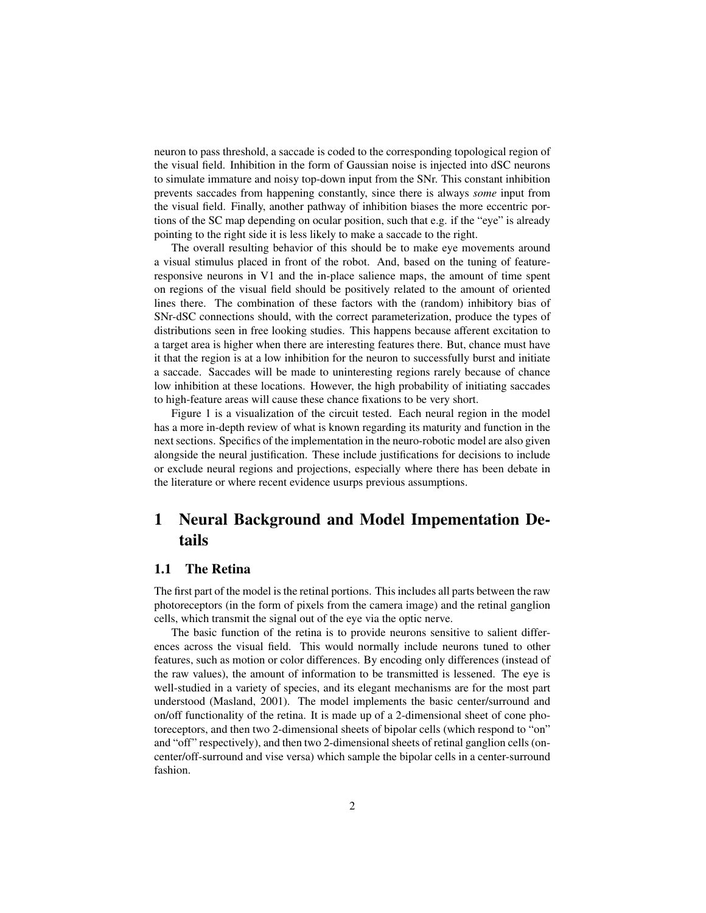neuron to pass threshold, a saccade is coded to the corresponding topological region of the visual field. Inhibition in the form of Gaussian noise is injected into dSC neurons to simulate immature and noisy top-down input from the SNr. This constant inhibition prevents saccades from happening constantly, since there is always *some* input from the visual field. Finally, another pathway of inhibition biases the more eccentric portions of the SC map depending on ocular position, such that e.g. if the "eye" is already pointing to the right side it is less likely to make a saccade to the right.

The overall resulting behavior of this should be to make eye movements around a visual stimulus placed in front of the robot. And, based on the tuning of feature-responsive neurons in V1 and the in-place salience maps, the amount of time spent on regions of the visual field should be positively related to the amount of oriented lines there. The combination of these factors with the (random) inhibitory bias of SNr-dSC connections should, with the correct parameterization, produce the types of distributions seen in free looking studies. This happens because afferent excitation to a target area is higher when there are interesting features there. But, chance must have it that the region is at a low inhibition for the neuron to successfully burst and initiate a saccade. Saccades will be made to uninteresting regions rarely because of chance low inhibition at these locations. However, the high probability of initiating saccades to high-feature areas will cause these chance fixations to be very short.

Figure 1 is a visualization of the circuit tested. Each neural region in the model has a more in-depth review of what is known regarding its maturity and function in the next sections. Specifics of the implementation in the neuro-robotic model are also given alongside the neural justification. These include justifications for decisions to include or exclude neural regions and projections, especially where there has been debate in the literature or where recent evidence usurps previous assumptions.

# 1 Neural Background and Model Impementation Details

## 1.1 The Retina

The first part of the model is the retinal portions. This includes all parts between the raw photoreceptors (in the form of pixels from the camera image) and the retinal ganglion cells, which transmit the signal out of the eye via the optic nerve.

The basic function of the retina is to provide neurons sensitive to salient differences across the visual field. This would normally include neurons tuned to other features, such as motion or color differences. By encoding only differences (instead of the raw values), the amount of information to be transmitted is lessened. The eye is well-studied in a variety of species, and its elegant mechanisms are for the most part understood (Masland, 2001). The model implements the basic center/surround and on/off functionality of the retina. It is made up of a 2-dimensional sheet of cone photoreceptors, and then two 2-dimensional sheets of bipolar cells (which respond to "on" and "off" respectively), and then two 2-dimensional sheets of retinal ganglion cells (on-center/off-surround and vise versa) which sample the bipolar cells in a center-surround fashion.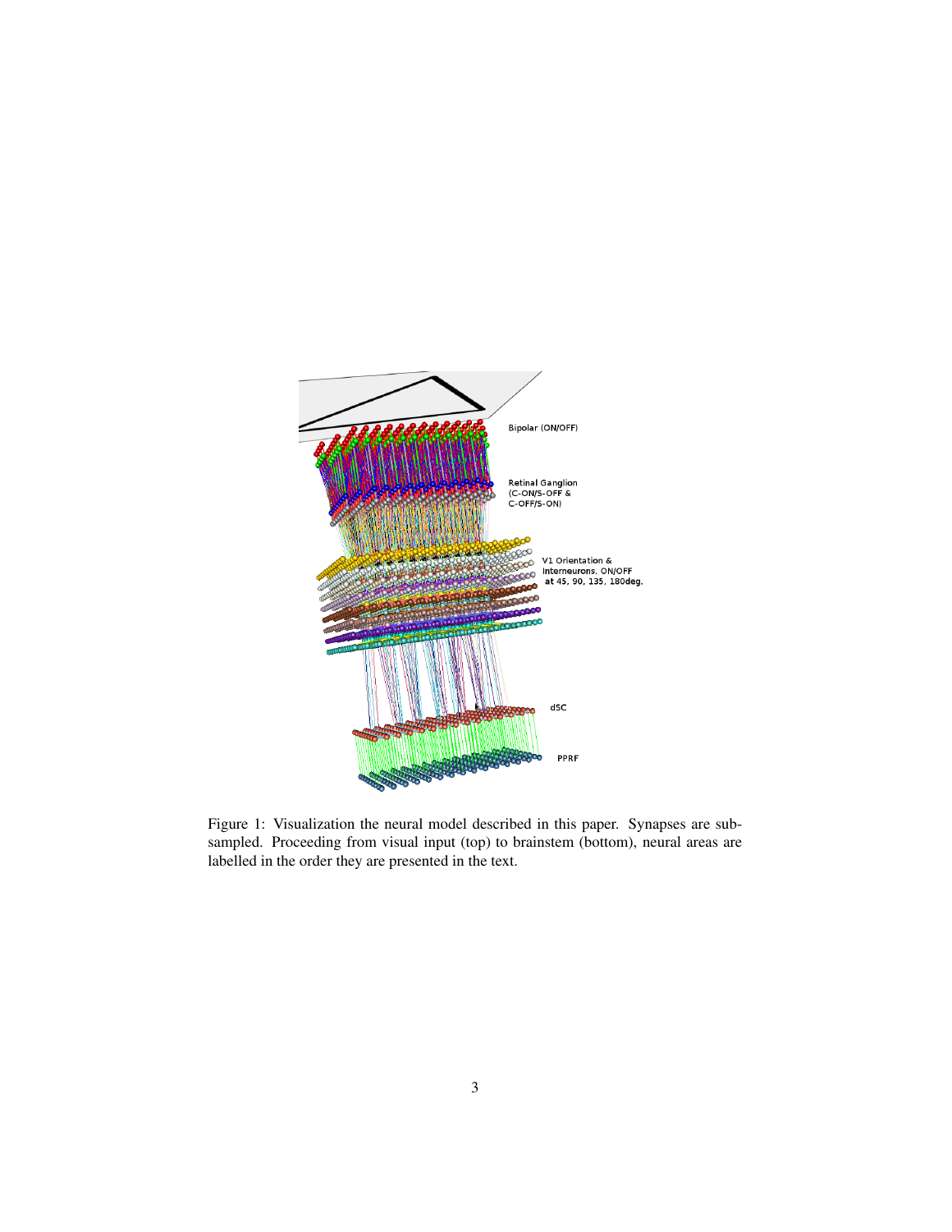Figure 1: Visualization the neural model described in this paper. Synapses are subsampled. Proceeding from visual input (top) to brainstem (bottom), neural areas are labelled in the order they are presented in the text.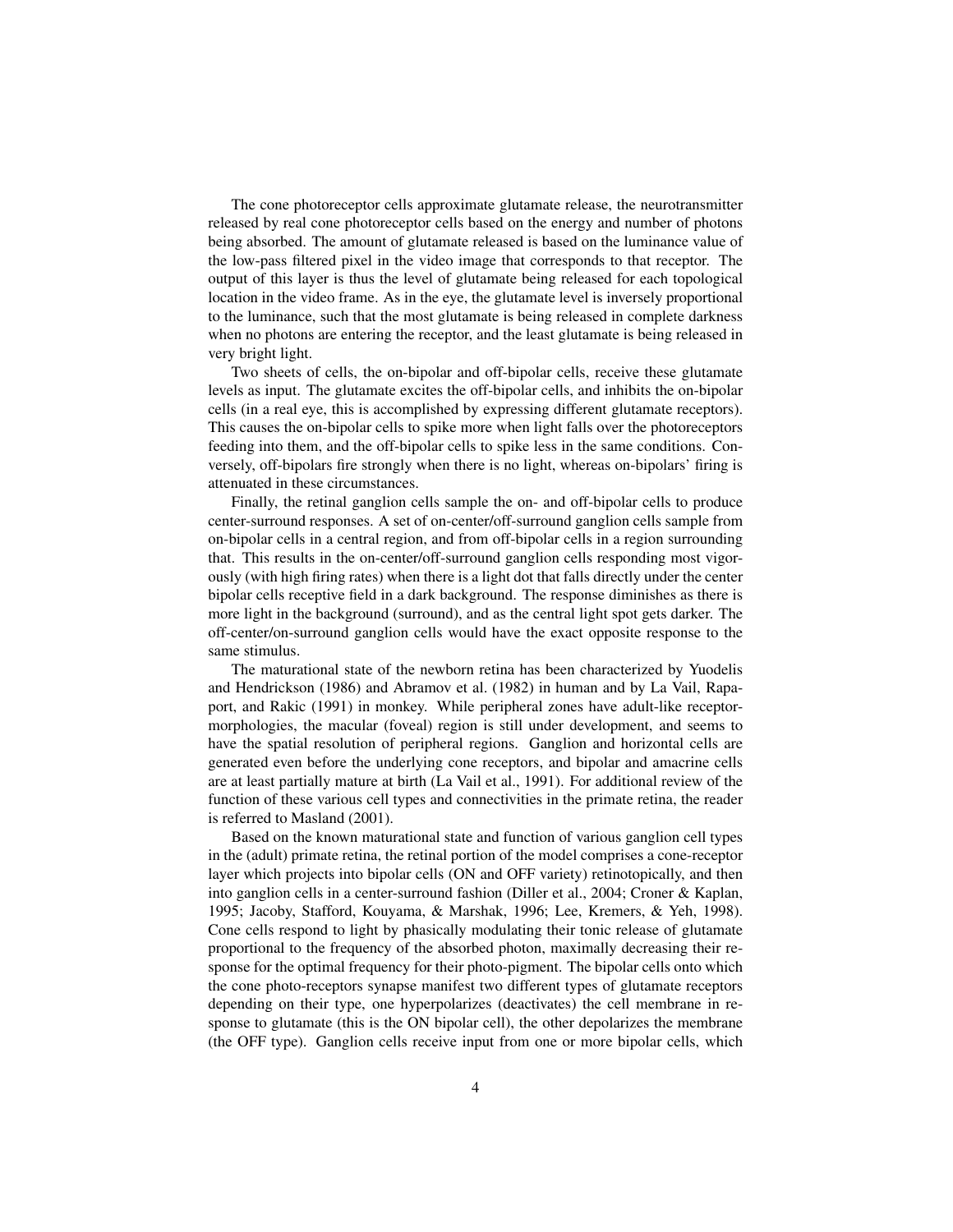The cone photoreceptor cells approximate glutamate release, the neurotransmitter released by real cone photoreceptor cells based on the energy and number of photons being absorbed. The amount of glutamate released is based on the luminance value of the low-pass filtered pixel in the video image that corresponds to that receptor. The output of this layer is thus the level of glutamate being released for each topological location in the video frame. As in the eye, the glutamate level is inversely proportional to the luminance, such that the most glutamate is being released in complete darkness when no photons are entering the receptor, and the least glutamate is being released in very bright light.

Two sheets of cells, the on-bipolar and off-bipolar cells, receive these glutamate levels as input. The glutamate excites the off-bipolar cells, and inhibits the on-bipolar cells (in a real eye, this is accomplished by expressing different glutamate receptors). This causes the on-bipolar cells to spike more when light falls over the photoreceptors feeding into them, and the off-bipolar cells to spike less in the same conditions. Conversely, off-bipolars fire strongly when there is no light, whereas on-bipolars' firing is attenuated in these circumstances.

Finally, the retinal ganglion cells sample the on- and off-bipolar cells to produce center-surround responses. A set of on-center/off-surround ganglion cells sample from on-bipolar cells in a central region, and from off-bipolar cells in a region surrounding that. This results in the on-center/off-surround ganglion cells responding most vigorously (with high firing rates) when there is a light dot that falls directly under the center bipolar cells receptive field in a dark background. The response diminishes as there is more light in the background (surround), and as the central light spot gets darker. The off-center/on-surround ganglion cells would have the exact opposite response to the same stimulus.

The maturational state of the newborn retina has been characterized by Yuodelis and Hendrickson (1986) and Abramov et al. (1982) in human and by La Vail, Rapaport, and Rakic (1991) in monkey. While peripheral zones have adult-like receptor-morphologies, the macular (foveal) region is still under development, and seems to have the spatial resolution of peripheral regions. Ganglion and horizontal cells are generated even before the underlying cone receptors, and bipolar and amacrine cells are at least partially mature at birth (La Vail et al., 1991). For additional review of the function of these various cell types and connectivities in the primate retina, the reader is referred to Masland (2001).

Based on the known maturational state and function of various ganglion cell types in the (adult) primate retina, the retinal portion of the model comprises a cone-receptor layer which projects into bipolar cells (ON and OFF variety) retinotopically, and then into ganglion cells in a center-surround fashion (Diller et al., 2004; Croner & Kaplan, 1995; Jacoby, Stafford, Kouyama, & Marshak, 1996; Lee, Kremers, & Yeh, 1998). Cone cells respond to light by phasically modulating their tonic release of glutamate proportional to the frequency of the absorbed photon, maximally decreasing their response for the optimal frequency for their photo-pigment. The bipolar cells onto which the cone photo-receptors synapse manifest two different types of glutamate receptors depending on their type, one hyperpolarizes (deactivates) the cell membrane in response to glutamate (this is the ON bipolar cell), the other depolarizes the membrane (the OFF type). Ganglion cells receive input from one or more bipolar cells, which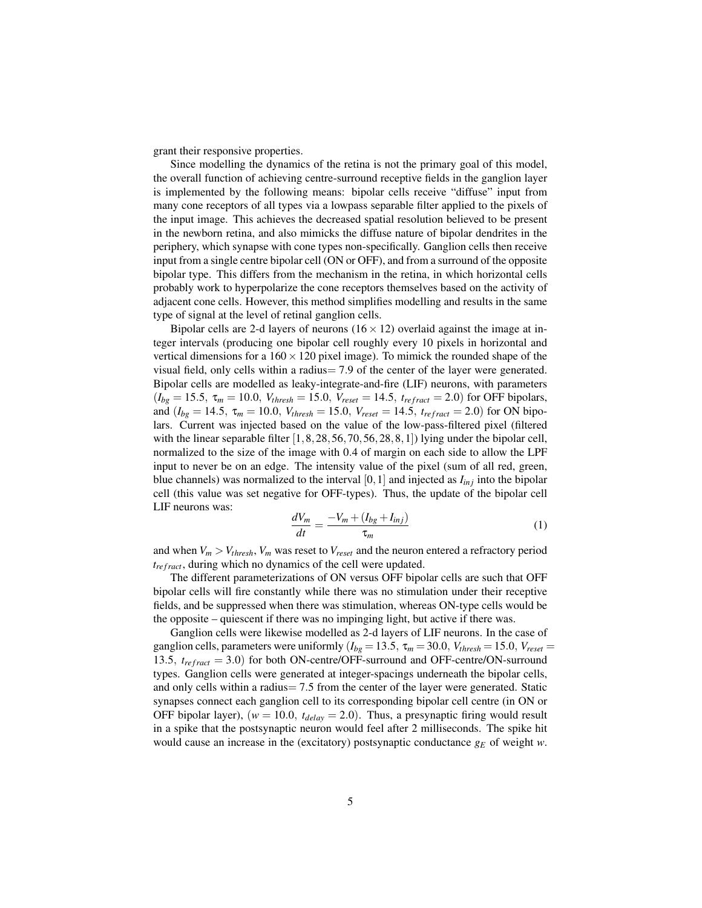grant their responsive properties.

Since modelling the dynamics of the retina is not the primary goal of this model, the overall function of achieving centre-surround receptive fields in the ganglion layer is implemented by the following means: bipolar cells receive "diffuse" input from many cone receptors of all types via a lowpass separable filter applied to the pixels of the input image. This achieves the decreased spatial resolution believed to be present in the newborn retina, and also mimicks the diffuse nature of bipolar dendrites in the periphery, which synapse with cone types non-specifically. Ganglion cells then receive input from a single centre bipolar cell (ON or OFF), and from a surround of the opposite bipolar type. This differs from the mechanism in the retina, in which horizontal cells probably work to hyperpolarize the cone receptors themselves based on the activity of adjacent cone cells. However, this method simplifies modelling and results in the same type of signal at the level of retinal ganglion cells.

Bipolar cells are 2-d layers of neurons ($16 \times 12$) overlaid against the image at integer intervals (producing one bipolar cell roughly every 10 pixels in horizontal and vertical dimensions for a $160 \times 120$ pixel image). To mimick the rounded shape of the visual field, only cells within a radius$= 7.9$ of the center of the layer were generated. Bipolar cells are modelled as leaky-integrate-and-fire (LIF) neurons, with parameters ($I_{bg} = 15.5$, $\tau_m = 10.0$, $V_{thresh} = 15.0$, $V_{reset} = 14.5$, $t_{refract} = 2.0$) for OFF bipolars, and ($I_{bg} = 14.5$, $\tau_m = 10.0$, $V_{thresh} = 15.0$, $V_{reset} = 14.5$, $t_{refract} = 2.0$) for ON bipolars. Current was injected based on the value of the low-pass-filtered pixel (filtered with the linear separable filter $[1, 8, 28, 56, 70, 56, 28, 8, 1]$) lying under the bipolar cell, normalized to the size of the image with 0.4 of margin on each side to allow the LPF input to never be on an edge. The intensity value of the pixel (sum of all red, green, blue channels) was normalized to the interval $[0, 1]$ and injected as $I_{inj}$ into the bipolar cell (this value was set negative for OFF-types). Thus, the update of the bipolar cell LIF neurons was:

$$\frac{dV_m}{dt} = \frac{-V_m + (I_{bg} + I_{inj})}{\tau_m} \tag{1}$$

and when $V_m > V_{thresh}$, $V_m$ was reset to $V_{reset}$ and the neuron entered a refractory period $t_{refract}$, during which no dynamics of the cell were updated.

The different parameterizations of ON versus OFF bipolar cells are such that OFF bipolar cells will fire constantly while there was no stimulation under their receptive fields, and be suppressed when there was stimulation, whereas ON-type cells would be the opposite – quiescent if there was no impinging light, but active if there was.

Ganglion cells were likewise modelled as 2-d layers of LIF neurons. In the case of ganglion cells, parameters were uniformly ($I_{bg} = 13.5$, $\tau_m = 30.0$, $V_{thresh} = 15.0$, $V_{reset} = 13.5$, $t_{refract} = 3.0$) for both ON-centre/OFF-surround and OFF-centre/ON-surround types. Ganglion cells were generated at integer-spacings underneath the bipolar cells, and only cells within a radius$= 7.5$ from the center of the layer were generated. Static synapses connect each ganglion cell to its corresponding bipolar cell centre (in ON or OFF bipolar layer), ($w = 10.0$, $t_{delay} = 2.0$). Thus, a presynaptic firing would result in a spike that the postsynaptic neuron would feel after 2 milliseconds. The spike hit would cause an increase in the (excitatory) postsynaptic conductance $g_E$ of weight $w$.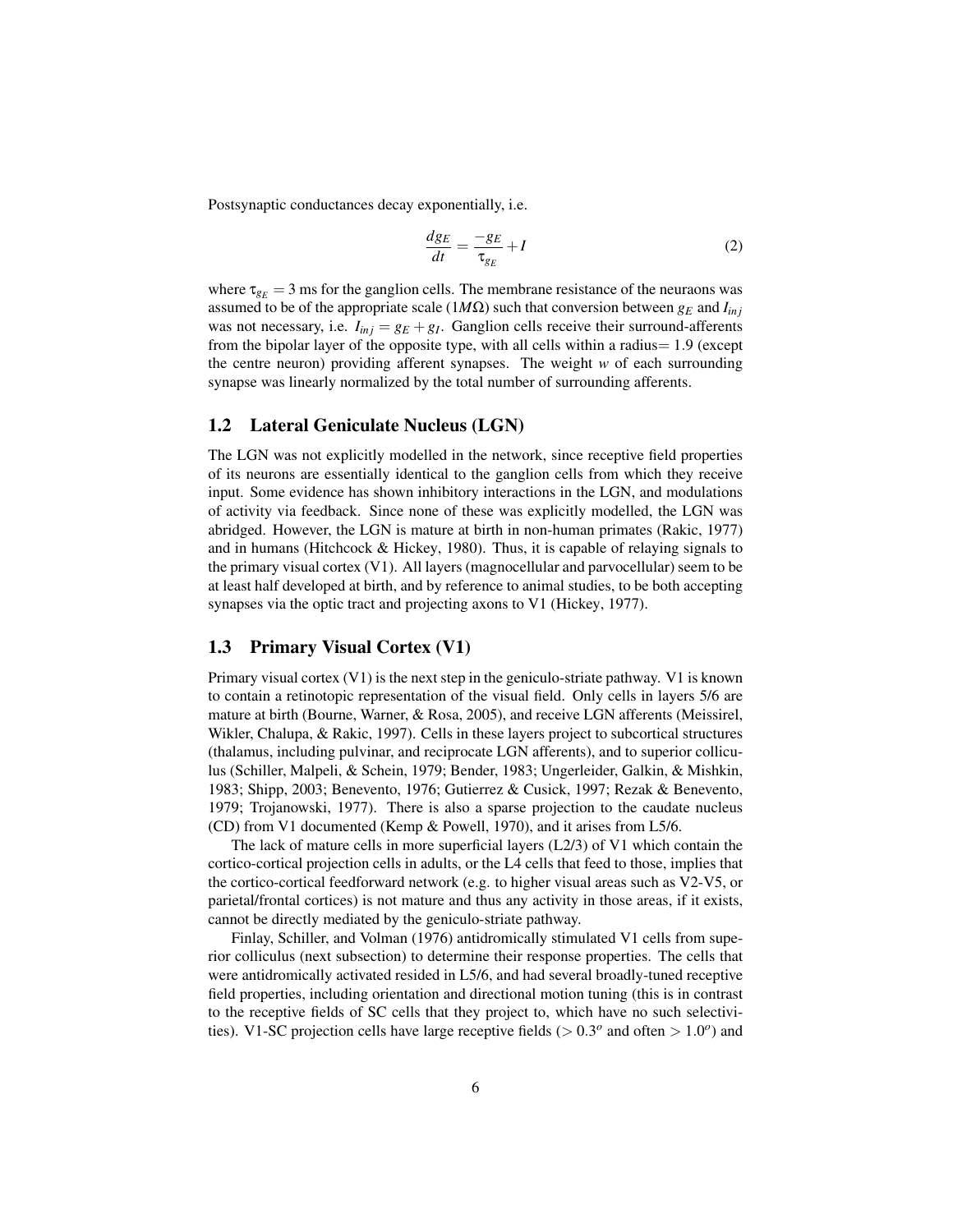Postsynaptic conductances decay exponentially, i.e.

$$\frac{dg_E}{dt} = \frac{-g_E}{\tau_{g_E}} + I \tag{2}$$

where $\tau_{g_E} = 3$ ms for the ganglion cells. The membrane resistance of the neuraons was assumed to be of the appropriate scale ($1M\Omega$) such that conversion between $g_E$ and $I_{inj}$ was not necessary, i.e. $I_{inj} = g_E + g_I$. Ganglion cells receive their surround-afferents from the bipolar layer of the opposite type, with all cells within a radius$= 1.9$ (except the centre neuron) providing afferent synapses. The weight $w$ of each surrounding synapse was linearly normalized by the total number of surrounding afferents.

## 1.2 Lateral Geniculate Nucleus (LGN)

The LGN was not explicitly modelled in the network, since receptive field properties of its neurons are essentially identical to the ganglion cells from which they receive input. Some evidence has shown inhibitory interactions in the LGN, and modulations of activity via feedback. Since none of these was explicitly modelled, the LGN was abridged. However, the LGN is mature at birth in non-human primates (Rakic, 1977) and in humans (Hitchcock & Hickey, 1980). Thus, it is capable of relaying signals to the primary visual cortex (V1). All layers (magnocellular and parvocellular) seem to be at least half developed at birth, and by reference to animal studies, to be both accepting synapses via the optic tract and projecting axons to V1 (Hickey, 1977).

## 1.3 Primary Visual Cortex (V1)

Primary visual cortex (V1) is the next step in the geniculo-striate pathway. V1 is known to contain a retinotopic representation of the visual field. Only cells in layers 5/6 are mature at birth (Bourne, Warner, & Rosa, 2005), and receive LGN afferents (Meissirel, Wikler, Chalupa, & Rakic, 1997). Cells in these layers project to subcortical structures (thalamus, including pulvinar, and reciprocate LGN afferents), and to superior colliculus (Schiller, Malpeli, & Schein, 1979; Bender, 1983; Ungerleider, Galkin, & Mishkin, 1983; Shipp, 2003; Benevento, 1976; Gutierrez & Cusick, 1997; Rezak & Benevento, 1979; Trojanowski, 1977). There is also a sparse projection to the caudate nucleus (CD) from V1 documented (Kemp & Powell, 1970), and it arises from L5/6.

The lack of mature cells in more superficial layers (L2/3) of V1 which contain the cortico-cortical projection cells in adults, or the L4 cells that feed to those, implies that the cortico-cortical feedforward network (e.g. to higher visual areas such as V2-V5, or parietal/frontal cortices) is not mature and thus any activity in those areas, if it exists, cannot be directly mediated by the geniculo-striate pathway.

Finlay, Schiller, and Volman (1976) antidromically stimulated V1 cells from superior colliculus (next subsection) to determine their response properties. The cells that were antidromically activated resided in L5/6, and had several broadly-tuned receptive field properties, including orientation and directional motion tuning (this is in contrast to the receptive fields of SC cells that they project to, which have no such selectivities). V1-SC projection cells have large receptive fields ($> 0.3^o$ and often $> 1.0^o$) and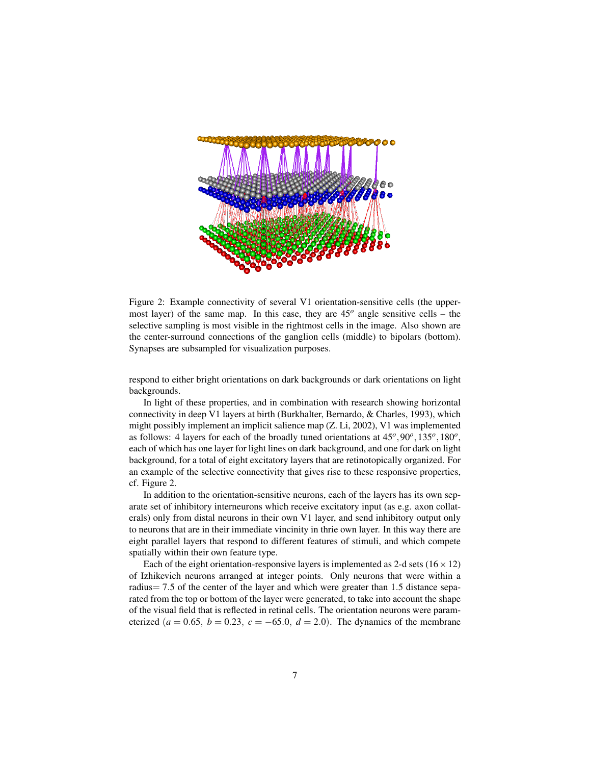Figure 2: Example connectivity of several V1 orientation-sensitive cells (the uppermost layer) of the same map. In this case, they are $45^o$ angle sensitive cells – the selective sampling is most visible in the rightmost cells in the image. Also shown are the center-surround connections of the ganglion cells (middle) to bipolars (bottom). Synapses are subsampled for visualization purposes.

respond to either bright orientations on dark backgrounds or dark orientations on light backgrounds.

In light of these properties, and in combination with research showing horizontal connectivity in deep V1 layers at birth (Burkhalter, Bernardo, & Charles, 1993), which might possibly implement an implicit salience map (Z. Li, 2002), V1 was implemented as follows: 4 layers for each of the broadly tuned orientations at $45^o, 90^o, 135^o, 180^o$, each of which has one layer for light lines on dark background, and one for dark on light background, for a total of eight excitatory layers that are retinotopically organized. For an example of the selective connectivity that gives rise to these responsive properties, cf. Figure 2.

In addition to the orientation-sensitive neurons, each of the layers has its own separate set of inhibitory interneurons which receive excitatory input (as e.g. axon collaterals) only from distal neurons in their own V1 layer, and send inhibitory output only to neurons that are in their immediate vincinity in thrie own layer. In this way there are eight parallel layers that respond to different features of stimuli, and which compete spatially within their own feature type.

Each of the eight orientation-responsive layers is implemented as 2-d sets ($16 \times 12$) of Izhikevich neurons arranged at integer points. Only neurons that were within a radius= 7.5 of the center of the layer and which were greater than 1.5 distance separated from the top or bottom of the layer were generated, to take into account the shape of the visual field that is reflected in retinal cells. The orientation neurons were parameterized ($a = 0.65,\ b = 0.23,\ c = -65.0,\ d = 2.0$). The dynamics of the membrane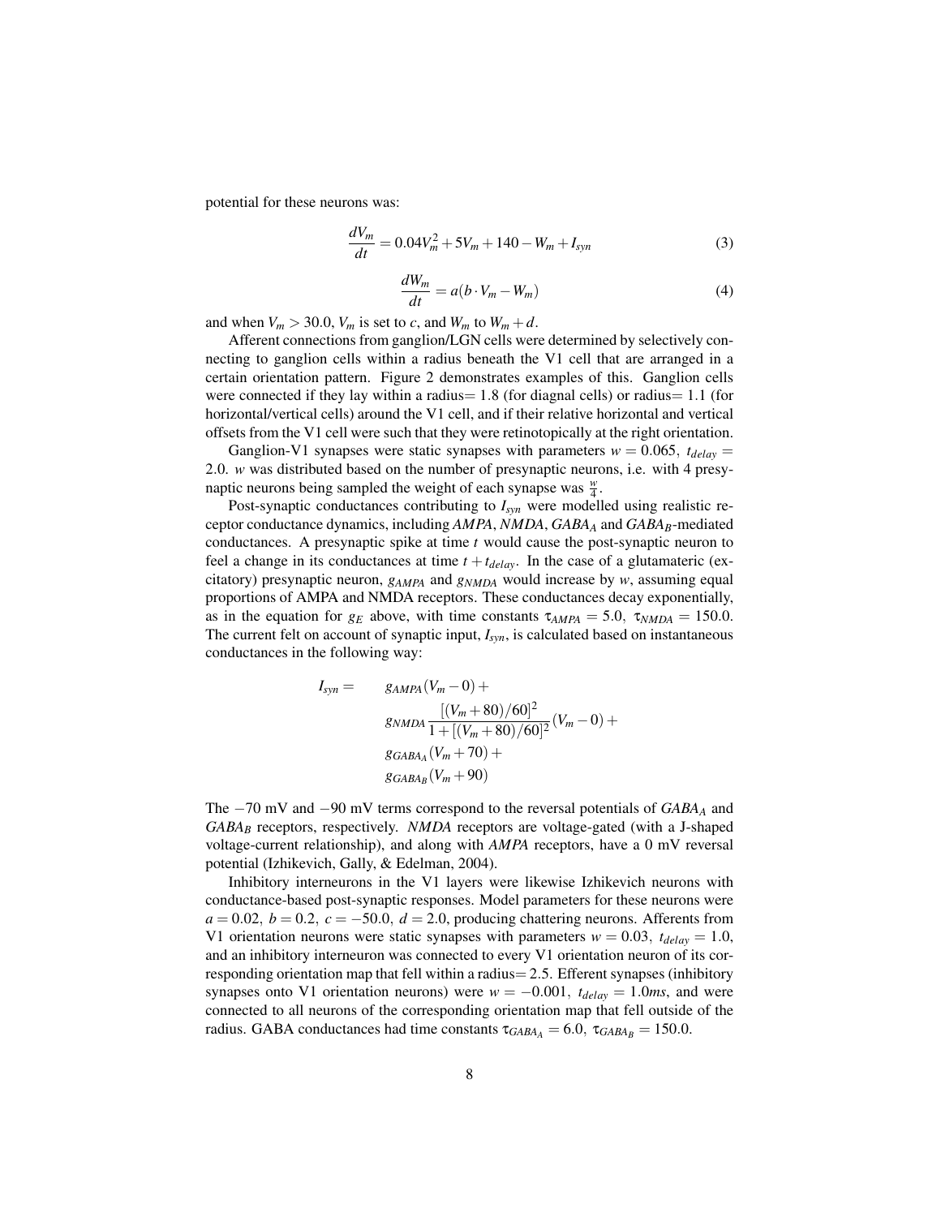potential for these neurons was:

$$\frac{dV_m}{dt} = 0.04V_m^2 + 5V_m + 140 - W_m + I_{syn} \tag{3}$$

$$\frac{dW_m}{dt} = a(b \cdot V_m - W_m) \tag{4}$$

and when $V_m > 30.0$, $V_m$ is set to $c$, and $W_m$ to $W_m + d$.

Afferent connections from ganglion/LGN cells were determined by selectively connecting to ganglion cells within a radius beneath the V1 cell that are arranged in a certain orientation pattern. Figure 2 demonstrates examples of this. Ganglion cells were connected if they lay within a radius= 1.8 (for diagnal cells) or radius= 1.1 (for horizontal/vertical cells) around the V1 cell, and if their relative horizontal and vertical offsets from the V1 cell were such that they were retinotopically at the right orientation.

Ganglion-V1 synapses were static synapses with parameters $w = 0.065$, $t_{delay} = 2.0$. $w$ was distributed based on the number of presynaptic neurons, i.e. with 4 presynaptic neurons being sampled the weight of each synapse was $\frac{w}{4}$.

Post-synaptic conductances contributing to $I_{syn}$ were modelled using realistic receptor conductance dynamics, including $AMPA$, $NMDA$, $GABA_A$ and $GABA_B$-mediated conductances. A presynaptic spike at time $t$ would cause the post-synaptic neuron to feel a change in its conductances at time $t + t_{delay}$. In the case of a glutamateric (excitatory) presynaptic neuron, $g_{AMPA}$ and $g_{NMDA}$ would increase by $w$, assuming equal proportions of AMPA and NMDA receptors. These conductances decay exponentially, as in the equation for $g_E$ above, with time constants $\tau_{AMPA} = 5.0$, $\tau_{NMDA} = 150.0$. The current felt on account of synaptic input, $I_{syn}$, is calculated based on instantaneous conductances in the following way:

$$\begin{aligned} I_{syn} = \quad & g_{AMPA}(V_m - 0) + \\ & g_{NMDA}\frac{[(V_m + 80)/60]^2}{1 + [(V_m + 80)/60]^2}(V_m - 0) + \\ & g_{GABA_A}(V_m + 70) + \\ & g_{GABA_B}(V_m + 90) \end{aligned}$$

The $-70$ mV and $-90$ mV terms correspond to the reversal potentials of $GABA_A$ and $GABA_B$ receptors, respectively. $NMDA$ receptors are voltage-gated (with a J-shaped voltage-current relationship), and along with $AMPA$ receptors, have a 0 mV reversal potential (Izhikevich, Gally, & Edelman, 2004).

Inhibitory interneurons in the V1 layers were likewise Izhikevich neurons with conductance-based post-synaptic responses. Model parameters for these neurons were $a = 0.02$, $b = 0.2$, $c = -50.0$, $d = 2.0$, producing chattering neurons. Afferents from V1 orientation neurons were static synapses with parameters $w = 0.03$, $t_{delay} = 1.0$, and an inhibitory interneuron was connected to every V1 orientation neuron of its corresponding orientation map that fell within a radius= 2.5. Efferent synapses (inhibitory synapses onto V1 orientation neurons) were $w = -0.001$, $t_{delay} = 1.0ms$, and were connected to all neurons of the corresponding orientation map that fell outside of the radius. GABA conductances had time constants $\tau_{GABA_A} = 6.0$, $\tau_{GABA_B} = 150.0$.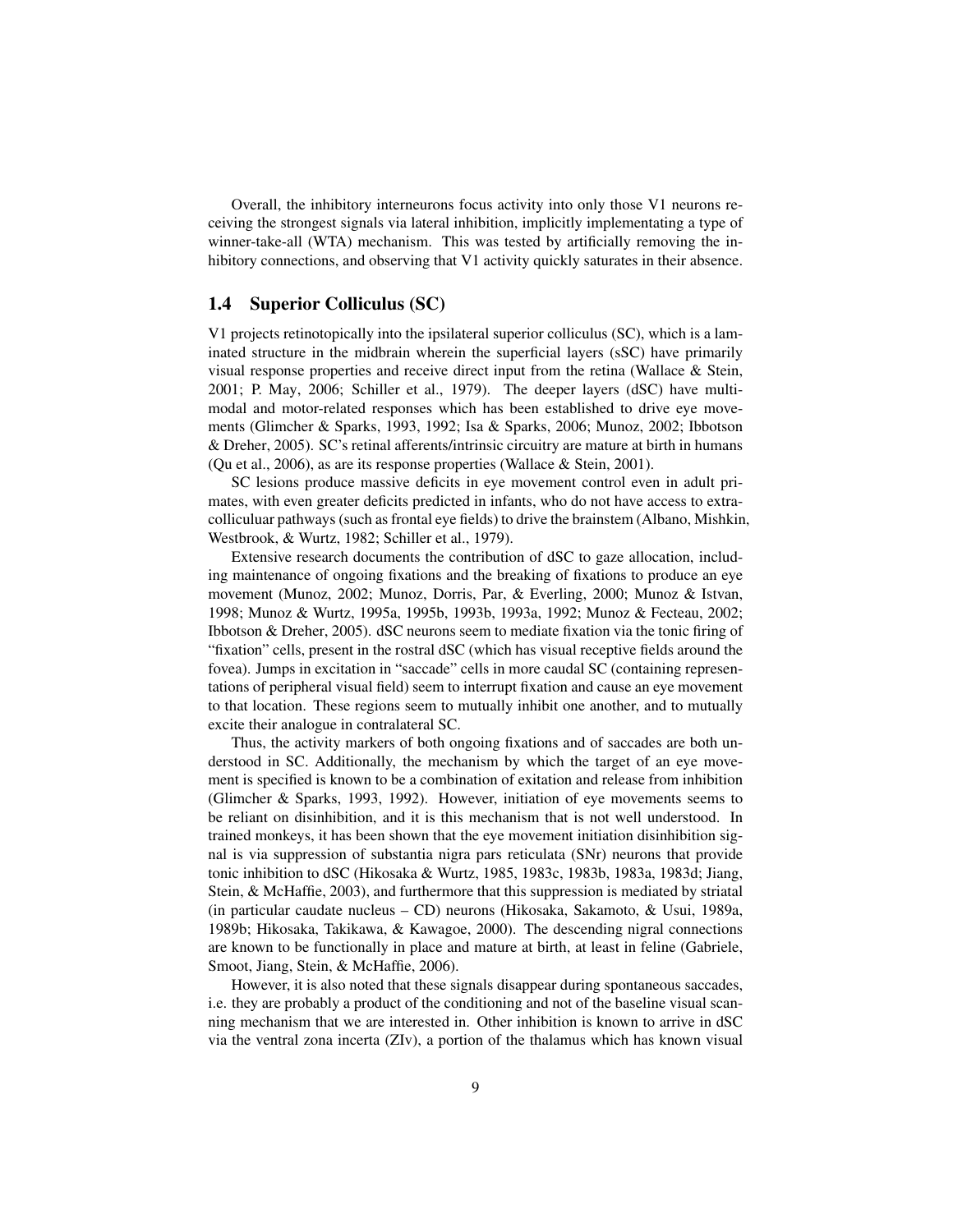Overall, the inhibitory interneurons focus activity into only those V1 neurons receiving the strongest signals via lateral inhibition, implicitly implementating a type of winner-take-all (WTA) mechanism. This was tested by artificially removing the inhibitory connections, and observing that V1 activity quickly saturates in their absence.

### 1.4 Superior Colliculus (SC)

V1 projects retinotopically into the ipsilateral superior colliculus (SC), which is a laminated structure in the midbrain wherein the superficial layers (sSC) have primarily visual response properties and receive direct input from the retina (Wallace & Stein, 2001; P. May, 2006; Schiller et al., 1979). The deeper layers (dSC) have multimodal and motor-related responses which has been established to drive eye movements (Glimcher & Sparks, 1993, 1992; Isa & Sparks, 2006; Munoz, 2002; Ibbotson & Dreher, 2005). SC's retinal afferents/intrinsic circuitry are mature at birth in humans (Qu et al., 2006), as are its response properties (Wallace & Stein, 2001).

SC lesions produce massive deficits in eye movement control even in adult primates, with even greater deficits predicted in infants, who do not have access to extra-collicului ar pathways (such as frontal eye fields) to drive the brainstem (Albano, Mishkin, Westbrook, & Wurtz, 1982; Schiller et al., 1979).

Extensive research documents the contribution of dSC to gaze allocation, including maintenance of ongoing fixations and the breaking of fixations to produce an eye movement (Munoz, 2002; Munoz, Dorris, Par, & Everling, 2000; Munoz & Istvan, 1998; Munoz & Wurtz, 1995a, 1995b, 1993b, 1993a, 1992; Munoz & Fecteau, 2002; Ibbotson & Dreher, 2005). dSC neurons seem to mediate fixation via the tonic firing of "fixation" cells, present in the rostral dSC (which has visual receptive fields around the fovea). Jumps in excitation in "saccade" cells in more caudal SC (containing representations of peripheral visual field) seem to interrupt fixation and cause an eye movement to that location. These regions seem to mutually inhibit one another, and to mutually excite their analogue in contralateral SC.

Thus, the activity markers of both ongoing fixations and of saccades are both understood in SC. Additionally, the mechanism by which the target of an eye movement is specified is known to be a combination of exitation and release from inhibition (Glimcher & Sparks, 1993, 1992). However, initiation of eye movements seems to be reliant on disinhibition, and it is this mechanism that is not well understood. In trained monkeys, it has been shown that the eye movement initiation disinhibition signal is via suppression of substantia nigra pars reticulata (SNr) neurons that provide tonic inhibition to dSC (Hikosaka & Wurtz, 1985, 1983c, 1983b, 1983a, 1983d; Jiang, Stein, & McHaffie, 2003), and furthermore that this suppression is mediated by striatal (in particular caudate nucleus – CD) neurons (Hikosaka, Sakamoto, & Usui, 1989a, 1989b; Hikosaka, Takikawa, & Kawagoe, 2000). The descending nigral connections are known to be functionally in place and mature at birth, at least in feline (Gabriele, Smoot, Jiang, Stein, & McHaffie, 2006).

However, it is also noted that these signals disappear during spontaneous saccades, i.e. they are probably a product of the conditioning and not of the baseline visual scanning mechanism that we are interested in. Other inhibition is known to arrive in dSC via the ventral zona incerta (ZIv), a portion of the thalamus which has known visual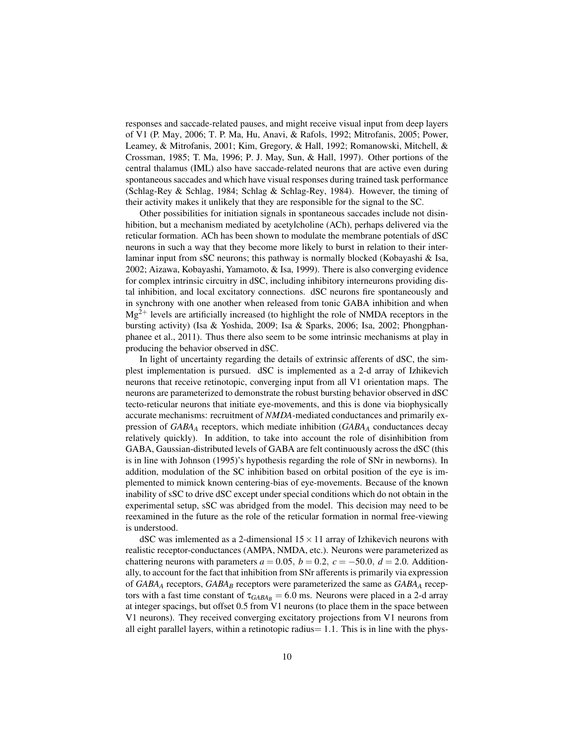responses and saccade-related pauses, and might receive visual input from deep layers of V1 (P. May, 2006; T. P. Ma, Hu, Anavi, & Rafols, 1992; Mitrofanis, 2005; Power, Leamey, & Mitrofanis, 2001; Kim, Gregory, & Hall, 1992; Romanowski, Mitchell, & Crossman, 1985; T. Ma, 1996; P. J. May, Sun, & Hall, 1997). Other portions of the central thalamus (IML) also have saccade-related neurons that are active even during spontaneous saccades and which have visual responses during trained task performance (Schlag-Rey & Schlag, 1984; Schlag & Schlag-Rey, 1984). However, the timing of their activity makes it unlikely that they are responsible for the signal to the SC.

Other possibilities for initiation signals in spontaneous saccades include not disinhibition, but a mechanism mediated by acetylcholine (ACh), perhaps delivered via the reticular formation. ACh has been shown to modulate the membrane potentials of dSC neurons in such a way that they become more likely to burst in relation to their interlaminar input from sSC neurons; this pathway is normally blocked (Kobayashi & Isa, 2002; Aizawa, Kobayashi, Yamamoto, & Isa, 1999). There is also converging evidence for complex intrinsic circuitry in dSC, including inhibitory interneurons providing distal inhibition, and local excitatory connections. dSC neurons fire spontaneously and in synchrony with one another when released from tonic GABA inhibition and when $Mg^{2+}$ levels are artificially increased (to highlight the role of NMDA receptors in the bursting activity) (Isa & Yoshida, 2009; Isa & Sparks, 2006; Isa, 2002; Phongphanphanee et al., 2011). Thus there also seem to be some intrinsic mechanisms at play in producing the behavior observed in dSC.

In light of uncertainty regarding the details of extrinsic afferents of dSC, the simplest implementation is pursued. dSC is implemented as a 2-d array of Izhikevich neurons that receive retinotopic, converging input from all V1 orientation maps. The neurons are parameterized to demonstrate the robust bursting behavior observed in dSC tecto-reticular neurons that initiate eye-movements, and this is done via biophysically accurate mechanisms: recruitment of *NMDA*-mediated conductances and primarily expression of $GABA_A$ receptors, which mediate inhibition ($GABA_A$ conductances decay relatively quickly). In addition, to take into account the role of disinhibition from GABA, Gaussian-distributed levels of GABA are felt continuously across the dSC (this is in line with Johnson (1995)'s hypothesis regarding the role of SNr in newborns). In addition, modulation of the SC inhibition based on orbital position of the eye is implemented to mimick known centering-bias of eye-movements. Because of the known inability of sSC to drive dSC except under special conditions which do not obtain in the experimental setup, sSC was abridged from the model. This decision may need to be reexamined in the future as the role of the reticular formation in normal free-viewing is understood.

dSC was imlemented as a 2-dimensional $15 \times 11$ array of Izhikevich neurons with realistic receptor-conductances (AMPA, NMDA, etc.). Neurons were parameterized as chattering neurons with parameters $a = 0.05$, $b = 0.2$, $c = -50.0$, $d = 2.0$. Additionally, to account for the fact that inhibition from SNr afferents is primarily via expression of $GABA_A$ receptors, $GABA_B$ receptors were parameterized the same as $GABA_A$ receptors with a fast time constant of $\tau_{GABA_B} = 6.0$ ms. Neurons were placed in a 2-d array at integer spacings, but offset 0.5 from V1 neurons (to place them in the space between V1 neurons). They received converging excitatory projections from V1 neurons from all eight parallel layers, within a retinotopic radius$= 1.1$. This is in line with the phys-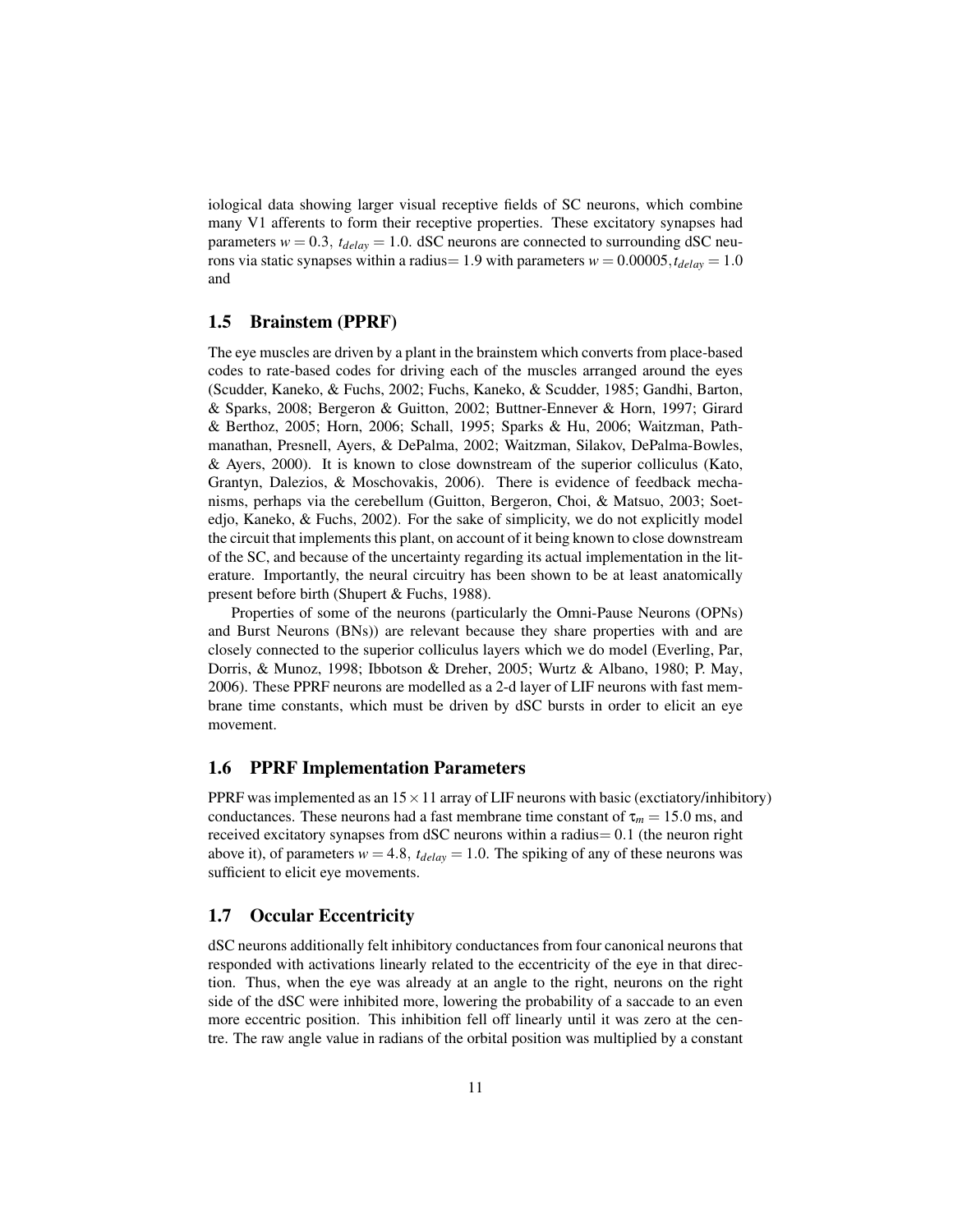iological data showing larger visual receptive fields of SC neurons, which combine many V1 afferents to form their receptive properties. These excitatory synapses had parameters $w = 0.3$, $t_{delay} = 1.0$. dSC neurons are connected to surrounding dSC neurons via static synapses within a radius$= 1.9$ with parameters $w = 0.00005, t_{delay} = 1.0$ and

## 1.5 Brainstem (PPRF)

The eye muscles are driven by a plant in the brainstem which converts from place-based codes to rate-based codes for driving each of the muscles arranged around the eyes (Scudder, Kaneko, & Fuchs, 2002; Fuchs, Kaneko, & Scudder, 1985; Gandhi, Barton, & Sparks, 2008; Bergeron & Guitton, 2002; Buttner-Ennever & Horn, 1997; Girard & Berthoz, 2005; Horn, 2006; Schall, 1995; Sparks & Hu, 2006; Waitzman, Pathmanathan, Presnell, Ayers, & DePalma, 2002; Waitzman, Silakov, DePalma-Bowles, & Ayers, 2000). It is known to close downstream of the superior colliculus (Kato, Grantyn, Dalezios, & Moschovakis, 2006). There is evidence of feedback mechanisms, perhaps via the cerebellum (Guitton, Bergeron, Choi, & Matsuo, 2003; Soetedjo, Kaneko, & Fuchs, 2002). For the sake of simplicity, we do not explicitly model the circuit that implements this plant, on account of it being known to close downstream of the SC, and because of the uncertainty regarding its actual implementation in the literature. Importantly, the neural circuitry has been shown to be at least anatomically present before birth (Shupert & Fuchs, 1988).

Properties of some of the neurons (particularly the Omni-Pause Neurons (OPNs) and Burst Neurons (BNs)) are relevant because they share properties with and are closely connected to the superior colliculus layers which we do model (Everling, Par, Dorris, & Munoz, 1998; Ibbotson & Dreher, 2005; Wurtz & Albano, 1980; P. May, 2006). These PPRF neurons are modelled as a 2-d layer of LIF neurons with fast membrane time constants, which must be driven by dSC bursts in order to elicit an eye movement.

## 1.6 PPRF Implementation Parameters

PPRF was implemented as an $15 \times 11$ array of LIF neurons with basic (exctiatory/inhibitory) conductances. These neurons had a fast membrane time constant of $\tau_m = 15.0$ ms, and received excitatory synapses from dSC neurons within a radius$= 0.1$ (the neuron right above it), of parameters $w = 4.8$, $t_{delay} = 1.0$. The spiking of any of these neurons was sufficient to elicit eye movements.

## 1.7 Occular Eccentricity

dSC neurons additionally felt inhibitory conductances from four canonical neurons that responded with activations linearly related to the eccentricity of the eye in that direction. Thus, when the eye was already at an angle to the right, neurons on the right side of the dSC were inhibited more, lowering the probability of a saccade to an even more eccentric position. This inhibition fell off linearly until it was zero at the centre. The raw angle value in radians of the orbital position was multiplied by a constant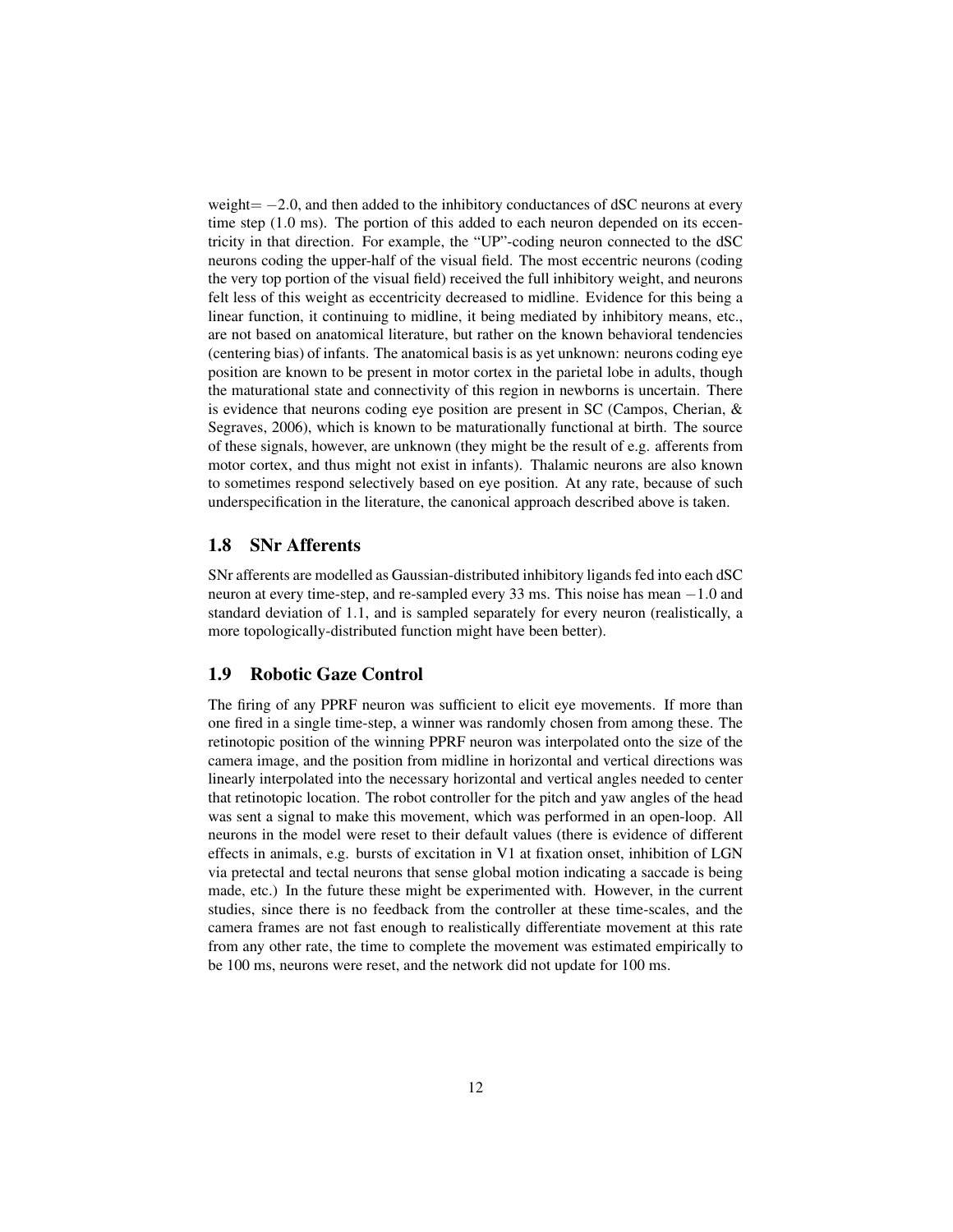weight$= -2.0$, and then added to the inhibitory conductances of dSC neurons at every time step (1.0 ms). The portion of this added to each neuron depended on its eccentricity in that direction. For example, the "UP"-coding neuron connected to the dSC neurons coding the upper-half of the visual field. The most eccentric neurons (coding the very top portion of the visual field) received the full inhibitory weight, and neurons felt less of this weight as eccentricity decreased to midline. Evidence for this being a linear function, it continuing to midline, it being mediated by inhibitory means, etc., are not based on anatomical literature, but rather on the known behavioral tendencies (centering bias) of infants. The anatomical basis is as yet unknown: neurons coding eye position are known to be present in motor cortex in the parietal lobe in adults, though the maturational state and connectivity of this region in newborns is uncertain. There is evidence that neurons coding eye position are present in SC (Campos, Cherian, & Segraves, 2006), which is known to be maturationally functional at birth. The source of these signals, however, are unknown (they might be the result of e.g. afferents from motor cortex, and thus might not exist in infants). Thalamic neurons are also known to sometimes respond selectively based on eye position. At any rate, because of such underspecification in the literature, the canonical approach described above is taken.

## 1.8 SNr Afferents

SNr afferents are modelled as Gaussian-distributed inhibitory ligands fed into each dSC neuron at every time-step, and re-sampled every 33 ms. This noise has mean $-1.0$ and standard deviation of 1.1, and is sampled separately for every neuron (realistically, a more topologically-distributed function might have been better).

## 1.9 Robotic Gaze Control

The firing of any PPRF neuron was sufficient to elicit eye movements. If more than one fired in a single time-step, a winner was randomly chosen from among these. The retinotopic position of the winning PPRF neuron was interpolated onto the size of the camera image, and the position from midline in horizontal and vertical directions was linearly interpolated into the necessary horizontal and vertical angles needed to center that retinotopic location. The robot controller for the pitch and yaw angles of the head was sent a signal to make this movement, which was performed in an open-loop. All neurons in the model were reset to their default values (there is evidence of different effects in animals, e.g. bursts of excitation in V1 at fixation onset, inhibition of LGN via pretectal and tectal neurons that sense global motion indicating a saccade is being made, etc.) In the future these might be experimented with. However, in the current studies, since there is no feedback from the controller at these time-scales, and the camera frames are not fast enough to realistically differentiate movement at this rate from any other rate, the time to complete the movement was estimated empirically to be 100 ms, neurons were reset, and the network did not update for 100 ms.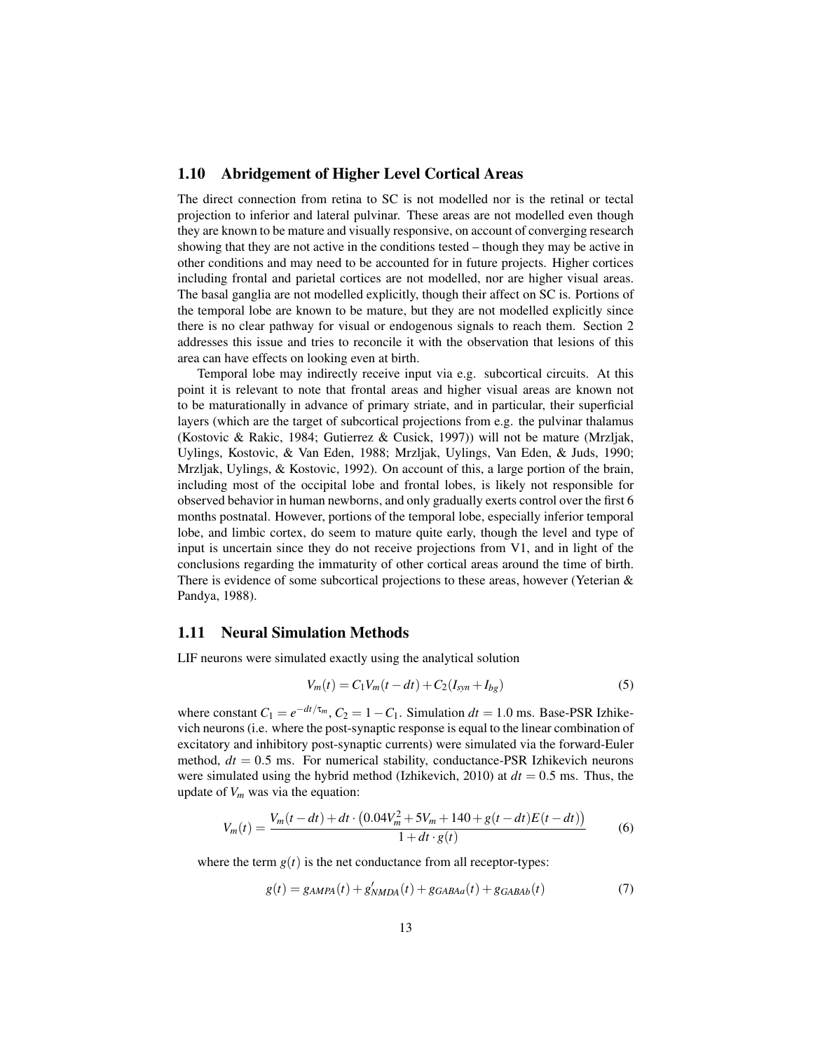## 1.10 Abridgement of Higher Level Cortical Areas

The direct connection from retina to SC is not modelled nor is the retinal or tectal projection to inferior and lateral pulvinar. These areas are not modelled even though they are known to be mature and visually responsive, on account of converging research showing that they are not active in the conditions tested – though they may be active in other conditions and may need to be accounted for in future projects. Higher cortices including frontal and parietal cortices are not modelled, nor are higher visual areas. The basal ganglia are not modelled explicitly, though their affect on SC is. Portions of the temporal lobe are known to be mature, but they are not modelled explicitly since there is no clear pathway for visual or endogenous signals to reach them. Section 2 addresses this issue and tries to reconcile it with the observation that lesions of this area can have effects on looking even at birth.

Temporal lobe may indirectly receive input via e.g. subcortical circuits. At this point it is relevant to note that frontal areas and higher visual areas are known not to be maturationally in advance of primary striate, and in particular, their superficial layers (which are the target of subcortical projections from e.g. the pulvinar thalamus (Kostovic & Rakic, 1984; Gutierrez & Cusick, 1997)) will not be mature (Mrzljak, Uylings, Kostovic, & Van Eden, 1988; Mrzljak, Uylings, Van Eden, & Juds, 1990; Mrzljak, Uylings, & Kostovic, 1992). On account of this, a large portion of the brain, including most of the occipital lobe and frontal lobes, is likely not responsible for observed behavior in human newborns, and only gradually exerts control over the first 6 months postnatal. However, portions of the temporal lobe, especially inferior temporal lobe, and limbic cortex, do seem to mature quite early, though the level and type of input is uncertain since they do not receive projections from V1, and in light of the conclusions regarding the immaturity of other cortical areas around the time of birth. There is evidence of some subcortical projections to these areas, however (Yeterian & Pandya, 1988).

## 1.11 Neural Simulation Methods

LIF neurons were simulated exactly using the analytical solution

$$V_m(t) = C_1 V_m(t - dt) + C_2(I_{syn} + I_{bg}) \tag{5}$$

where constant $C_1 = e^{-dt/\tau_m}$, $C_2 = 1 - C_1$. Simulation $dt = 1.0$ ms. Base-PSR Izhikevich neurons (i.e. where the post-synaptic response is equal to the linear combination of excitatory and inhibitory post-synaptic currents) were simulated via the forward-Euler method, $dt = 0.5$ ms. For numerical stability, conductance-PSR Izhikevich neurons were simulated using the hybrid method (Izhikevich, 2010) at $dt = 0.5$ ms. Thus, the update of $V_m$ was via the equation:

$$V_m(t) = \frac{V_m(t - dt) + dt \cdot \left(0.04V_m^2 + 5V_m + 140 + g(t - dt)E(t - dt)\right)}{1 + dt \cdot g(t)} \tag{6}$$

where the term $g(t)$ is the net conductance from all receptor-types:

$$g(t) = g_{AMPA}(t) + g'_{NMDA}(t) + g_{GABAa}(t) + g_{GABAb}(t) \tag{7}$$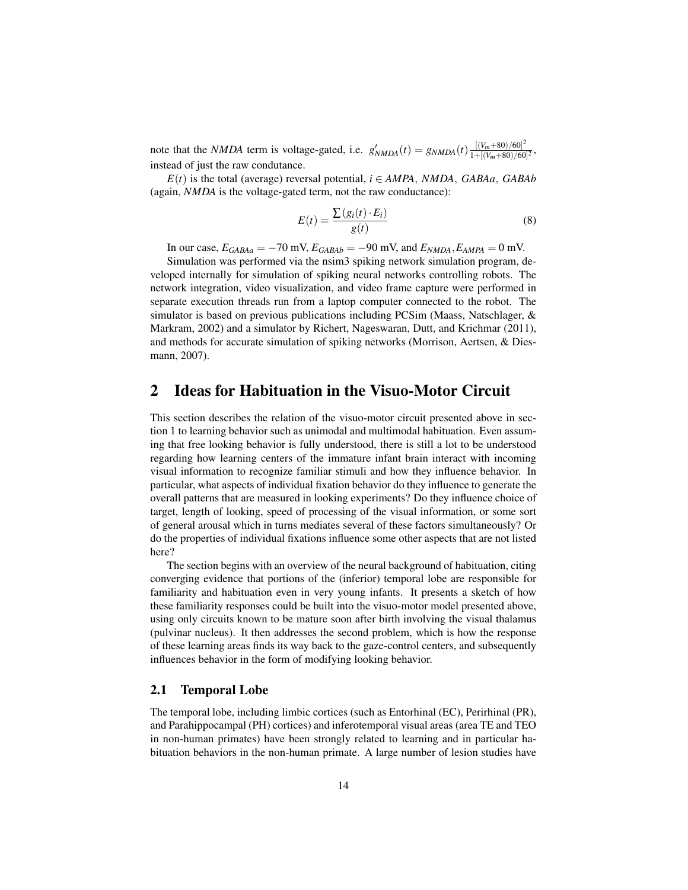note that the *NMDA* term is voltage-gated, i.e. $g'_{NMDA}(t) = g_{NMDA}(t)\frac{[(V_m+80)/60]^2}{1+[(V_m+80)/60]^2}$, instead of just the raw condutance.

$E(t)$ is the total (average) reversal potential, $i \in AMPA, NMDA, GABAa, GABAb$ (again, *NMDA* is the voltage-gated term, not the raw conductance):

$$E(t) = \frac{\sum (g_i(t) \cdot E_i)}{g(t)} \tag{8}$$

In our case, $E_{GABAa} = -70$ mV, $E_{GABAb} = -90$ mV, and $E_{NMDA}, E_{AMPA} = 0$ mV.

Simulation was performed via the nsim3 spiking network simulation program, developed internally for simulation of spiking neural networks controlling robots. The network integration, video visualization, and video frame capture were performed in separate execution threads run from a laptop computer connected to the robot. The simulator is based on previous publications including PCSim (Maass, Natschlager, & Markram, 2002) and a simulator by Richert, Nageswaran, Dutt, and Krichmar (2011), and methods for accurate simulation of spiking networks (Morrison, Aertsen, & Diesmann, 2007).

# 2 Ideas for Habituation in the Visuo-Motor Circuit

This section describes the relation of the visuo-motor circuit presented above in section 1 to learning behavior such as unimodal and multimodal habituation. Even assuming that free looking behavior is fully understood, there is still a lot to be understood regarding how learning centers of the immature infant brain interact with incoming visual information to recognize familiar stimuli and how they influence behavior. In particular, what aspects of individual fixation behavior do they influence to generate the overall patterns that are measured in looking experiments? Do they influence choice of target, length of looking, speed of processing of the visual information, or some sort of general arousal which in turns mediates several of these factors simultaneously? Or do the properties of individual fixations influence some other aspects that are not listed here?

The section begins with an overview of the neural background of habituation, citing converging evidence that portions of the (inferior) temporal lobe are responsible for familiarity and habituation even in very young infants. It presents a sketch of how these familiarity responses could be built into the visuo-motor model presented above, using only circuits known to be mature soon after birth involving the visual thalamus (pulvinar nucleus). It then addresses the second problem, which is how the response of these learning areas finds its way back to the gaze-control centers, and subsequently influences behavior in the form of modifying looking behavior.

## 2.1 Temporal Lobe

The temporal lobe, including limbic cortices (such as Entorhinal (EC), Perirhinal (PR), and Parahippocampal (PH) cortices) and inferotemporal visual areas (area TE and TEO in non-human primates) have been strongly related to learning and in particular habituation behaviors in the non-human primate. A large number of lesion studies have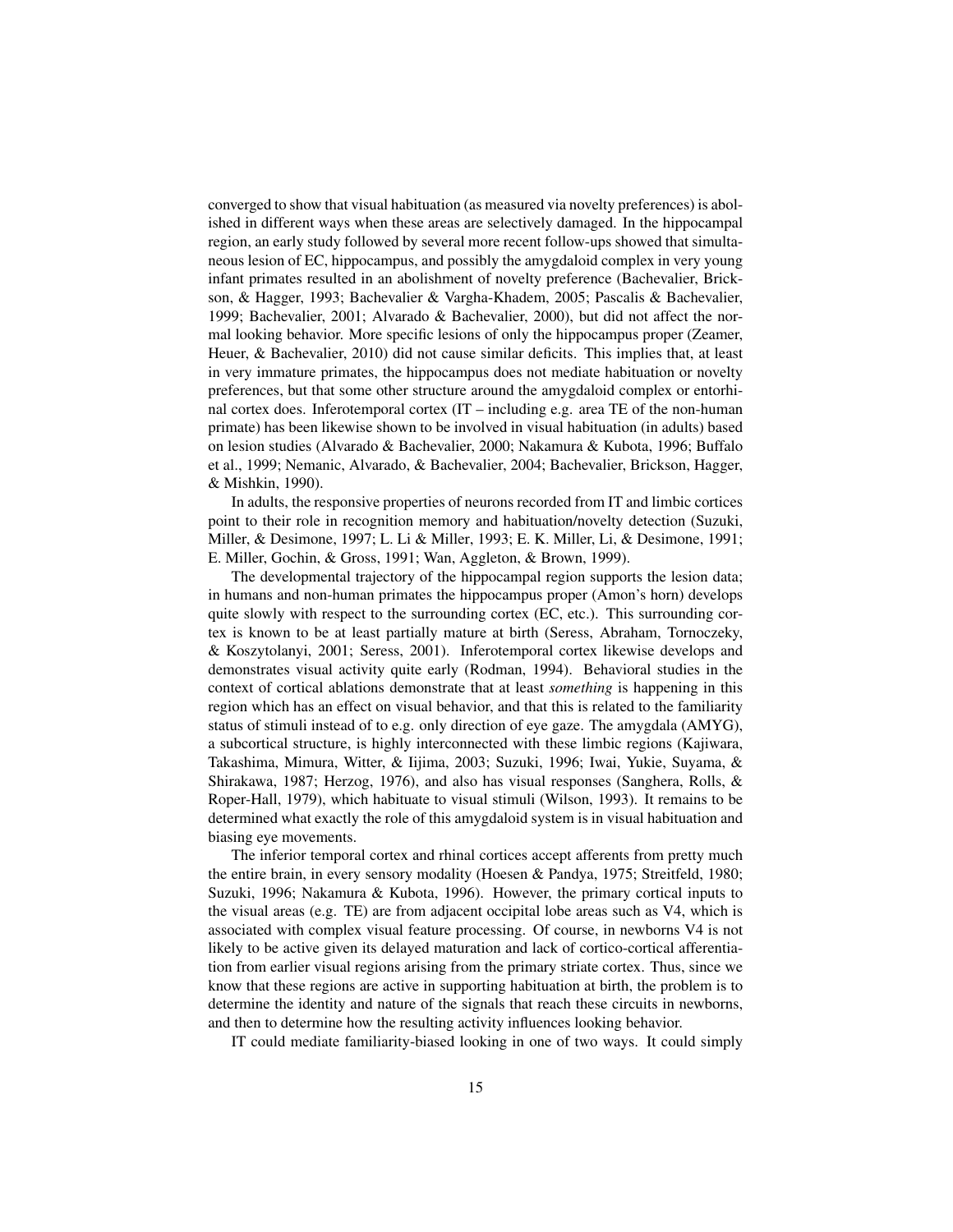converged to show that visual habituation (as measured via novelty preferences) is abolished in different ways when these areas are selectively damaged. In the hippocampal region, an early study followed by several more recent follow-ups showed that simultaneous lesion of EC, hippocampus, and possibly the amygdaloid complex in very young infant primates resulted in an abolishment of novelty preference (Bachevalier, Brickson, & Hagger, 1993; Bachevalier & Vargha-Khadem, 2005; Pascalis & Bachevalier, 1999; Bachevalier, 2001; Alvarado & Bachevalier, 2000), but did not affect the normal looking behavior. More specific lesions of only the hippocampus proper (Zeamer, Heuer, & Bachevalier, 2010) did not cause similar deficits. This implies that, at least in very immature primates, the hippocampus does not mediate habituation or novelty preferences, but that some other structure around the amygdaloid complex or entorhinal cortex does. Inferotemporal cortex (IT – including e.g. area TE of the non-human primate) has been likewise shown to be involved in visual habituation (in adults) based on lesion studies (Alvarado & Bachevalier, 2000; Nakamura & Kubota, 1996; Buffalo et al., 1999; Nemanic, Alvarado, & Bachevalier, 2004; Bachevalier, Brickson, Hagger, & Mishkin, 1990).

In adults, the responsive properties of neurons recorded from IT and limbic cortices point to their role in recognition memory and habituation/novelty detection (Suzuki, Miller, & Desimone, 1997; L. Li & Miller, 1993; E. K. Miller, Li, & Desimone, 1991; E. Miller, Gochin, & Gross, 1991; Wan, Aggleton, & Brown, 1999).

The developmental trajectory of the hippocampal region supports the lesion data; in humans and non-human primates the hippocampus proper (Amon's horn) develops quite slowly with respect to the surrounding cortex (EC, etc.). This surrounding cortex is known to be at least partially mature at birth (Seress, Abraham, Tornoczeky, & Koszytolanyi, 2001; Seress, 2001). Inferotemporal cortex likewise develops and demonstrates visual activity quite early (Rodman, 1994). Behavioral studies in the context of cortical ablations demonstrate that at least *something* is happening in this region which has an effect on visual behavior, and that this is related to the familiarity status of stimuli instead of to e.g. only direction of eye gaze. The amygdala (AMYG), a subcortical structure, is highly interconnected with these limbic regions (Kajiwara, Takashima, Mimura, Witter, & Iijima, 2003; Suzuki, 1996; Iwai, Yukie, Suyama, & Shirakawa, 1987; Herzog, 1976), and also has visual responses (Sanghera, Rolls, & Roper-Hall, 1979), which habituate to visual stimuli (Wilson, 1993). It remains to be determined what exactly the role of this amygdaloid system is in visual habituation and biasing eye movements.

The inferior temporal cortex and rhinal cortices accept afferents from pretty much the entire brain, in every sensory modality (Hoesen & Pandya, 1975; Streitfeld, 1980; Suzuki, 1996; Nakamura & Kubota, 1996). However, the primary cortical inputs to the visual areas (e.g. TE) are from adjacent occipital lobe areas such as V4, which is associated with complex visual feature processing. Of course, in newborns V4 is not likely to be active given its delayed maturation and lack of cortico-cortical afferentiation from earlier visual regions arising from the primary striate cortex. Thus, since we know that these regions are active in supporting habituation at birth, the problem is to determine the identity and nature of the signals that reach these circuits in newborns, and then to determine how the resulting activity influences looking behavior.

IT could mediate familiarity-biased looking in one of two ways. It could simply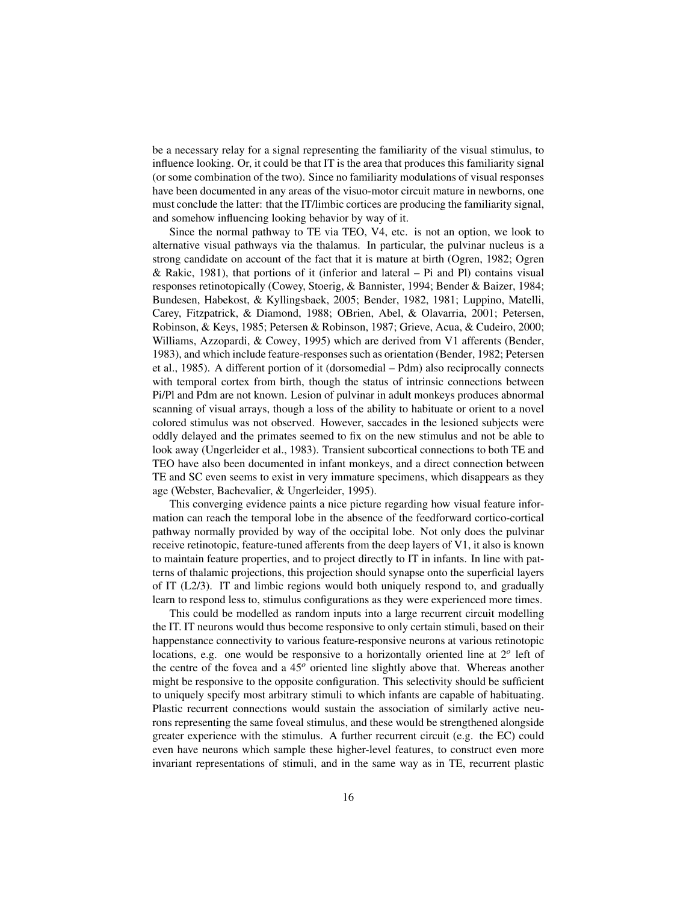be a necessary relay for a signal representing the familiarity of the visual stimulus, to influence looking. Or, it could be that IT is the area that produces this familiarity signal (or some combination of the two). Since no familiarity modulations of visual responses have been documented in any areas of the visuo-motor circuit mature in newborns, one must conclude the latter: that the IT/limbic cortices are producing the familiarity signal, and somehow influencing looking behavior by way of it.

Since the normal pathway to TE via TEO, V4, etc. is not an option, we look to alternative visual pathways via the thalamus. In particular, the pulvinar nucleus is a strong candidate on account of the fact that it is mature at birth (Ogren, 1982; Ogren & Rakic, 1981), that portions of it (inferior and lateral – Pi and Pl) contains visual responses retinotopically (Cowey, Stoerig, & Bannister, 1994; Bender & Baizer, 1984; Bundesen, Habekost, & Kyllingsbaek, 2005; Bender, 1982, 1981; Luppino, Matelli, Carey, Fitzpatrick, & Diamond, 1988; OBrien, Abel, & Olavarria, 2001; Petersen, Robinson, & Keys, 1985; Petersen & Robinson, 1987; Grieve, Acua, & Cudeiro, 2000; Williams, Azzopardi, & Cowey, 1995) which are derived from V1 afferents (Bender, 1983), and which include feature-responses such as orientation (Bender, 1982; Petersen et al., 1985). A different portion of it (dorsomedial – Pdm) also reciprocally connects with temporal cortex from birth, though the status of intrinsic connections between Pi/Pl and Pdm are not known. Lesion of pulvinar in adult monkeys produces abnormal scanning of visual arrays, though a loss of the ability to habituate or orient to a novel colored stimulus was not observed. However, saccades in the lesioned subjects were oddly delayed and the primates seemed to fix on the new stimulus and not be able to look away (Ungerleider et al., 1983). Transient subcortical connections to both TE and TEO have also been documented in infant monkeys, and a direct connection between TE and SC even seems to exist in very immature specimens, which disappears as they age (Webster, Bachevalier, & Ungerleider, 1995).

This converging evidence paints a nice picture regarding how visual feature information can reach the temporal lobe in the absence of the feedforward cortico-cortical pathway normally provided by way of the occipital lobe. Not only does the pulvinar receive retinotopic, feature-tuned afferents from the deep layers of V1, it also is known to maintain feature properties, and to project directly to IT in infants. In line with patterns of thalamic projections, this projection should synapse onto the superficial layers of IT (L2/3). IT and limbic regions would both uniquely respond to, and gradually learn to respond less to, stimulus configurations as they were experienced more times.

This could be modelled as random inputs into a large recurrent circuit modelling the IT. IT neurons would thus become responsive to only certain stimuli, based on their happenstance connectivity to various feature-responsive neurons at various retinotopic locations, e.g. one would be responsive to a horizontally oriented line at $2^o$ left of the centre of the fovea and a $45^o$ oriented line slightly above that. Whereas another might be responsive to the opposite configuration. This selectivity should be sufficient to uniquely specify most arbitrary stimuli to which infants are capable of habituating. Plastic recurrent connections would sustain the association of similarly active neurons representing the same foveal stimulus, and these would be strengthened alongside greater experience with the stimulus. A further recurrent circuit (e.g. the EC) could even have neurons which sample these higher-level features, to construct even more invariant representations of stimuli, and in the same way as in TE, recurrent plastic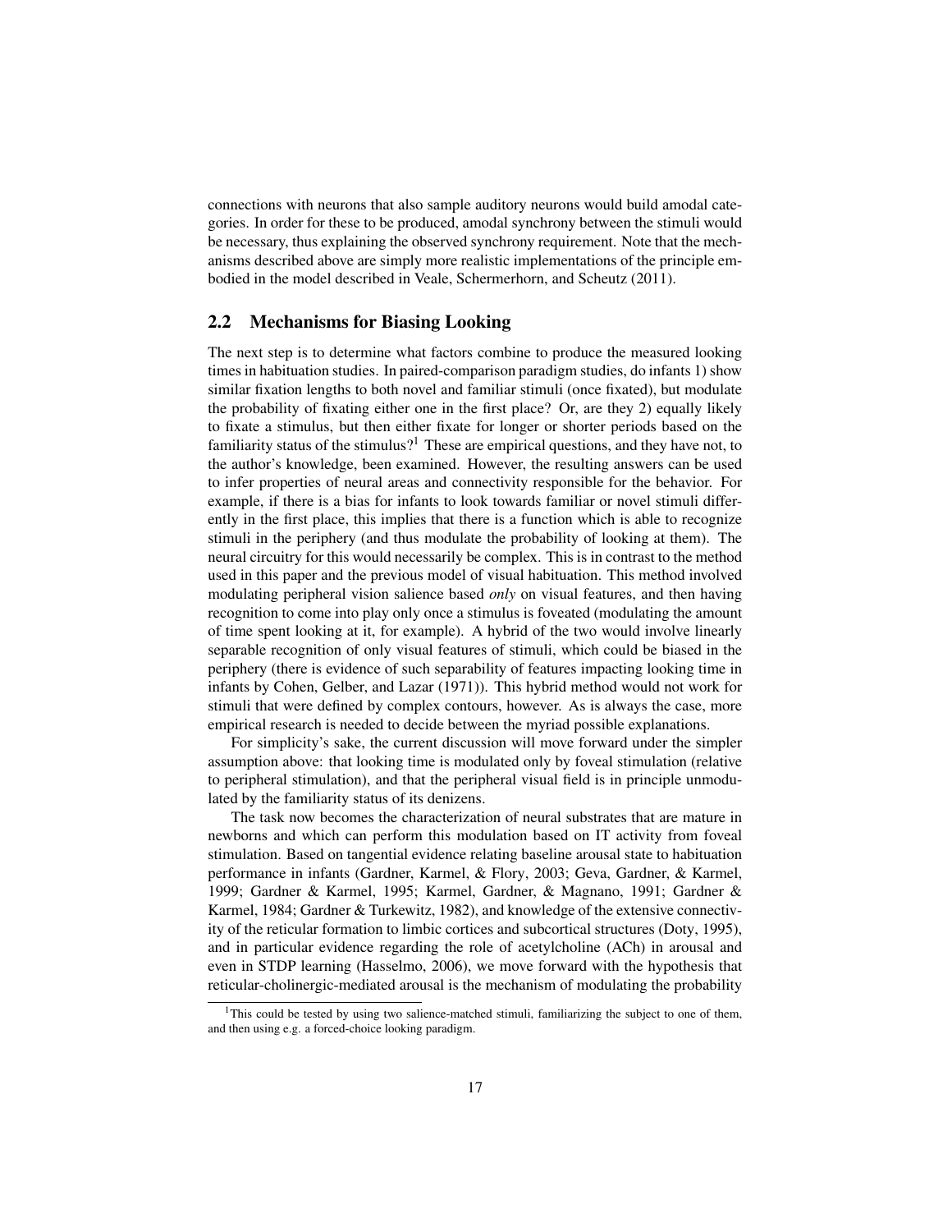connections with neurons that also sample auditory neurons would build amodal categories. In order for these to be produced, amodal synchrony between the stimuli would be necessary, thus explaining the observed synchrony requirement. Note that the mechanisms described above are simply more realistic implementations of the principle embodied in the model described in Veale, Schermerhorn, and Scheutz (2011).

## 2.2 Mechanisms for Biasing Looking

The next step is to determine what factors combine to produce the measured looking times in habituation studies. In paired-comparison paradigm studies, do infants 1) show similar fixation lengths to both novel and familiar stimuli (once fixated), but modulate the probability of fixating either one in the first place? Or, are they 2) equally likely to fixate a stimulus, but then either fixate for longer or shorter periods based on the familiarity status of the stimulus?[1] These are empirical questions, and they have not, to the author's knowledge, been examined. However, the resulting answers can be used to infer properties of neural areas and connectivity responsible for the behavior. For example, if there is a bias for infants to look towards familiar or novel stimuli differently in the first place, this implies that there is a function which is able to recognize stimuli in the periphery (and thus modulate the probability of looking at them). The neural circuitry for this would necessarily be complex. This is in contrast to the method used in this paper and the previous model of visual habituation. This method involved modulating peripheral vision salience based *only* on visual features, and then having recognition to come into play only once a stimulus is foveated (modulating the amount of time spent looking at it, for example). A hybrid of the two would involve linearly separable recognition of only visual features of stimuli, which could be biased in the periphery (there is evidence of such separability of features impacting looking time in infants by Cohen, Gelber, and Lazar (1971)). This hybrid method would not work for stimuli that were defined by complex contours, however. As is always the case, more empirical research is needed to decide between the myriad possible explanations.

For simplicity's sake, the current discussion will move forward under the simpler assumption above: that looking time is modulated only by foveal stimulation (relative to peripheral stimulation), and that the peripheral visual field is in principle unmodulated by the familiarity status of its denizens.

The task now becomes the characterization of neural substrates that are mature in newborns and which can perform this modulation based on IT activity from foveal stimulation. Based on tangential evidence relating baseline arousal state to habituation performance in infants (Gardner, Karmel, & Flory, 2003; Geva, Gardner, & Karmel, 1999; Gardner & Karmel, 1995; Karmel, Gardner, & Magnano, 1991; Gardner & Karmel, 1984; Gardner & Turkewitz, 1982), and knowledge of the extensive connectivity of the reticular formation to limbic cortices and subcortical structures (Doty, 1995), and in particular evidence regarding the role of acetylcholine (ACh) in arousal and even in STDP learning (Hasselmo, 2006), we move forward with the hypothesis that reticular-cholinergic-mediated arousal is the mechanism of modulating the probability

[1] This could be tested by using two salience-matched stimuli, familiarizing the subject to one of them, and then using e.g. a forced-choice looking paradigm.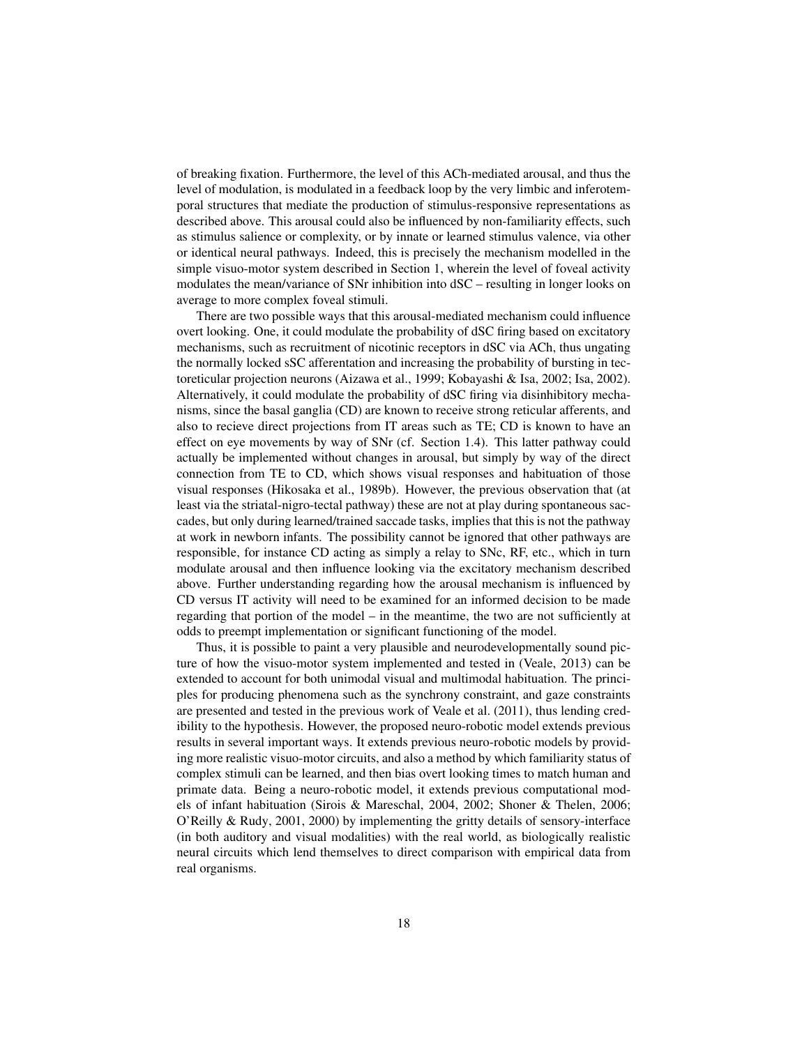of breaking fixation. Furthermore, the level of this ACh-mediated arousal, and thus the level of modulation, is modulated in a feedback loop by the very limbic and inferotemporal structures that mediate the production of stimulus-responsive representations as described above. This arousal could also be influenced by non-familiarity effects, such as stimulus salience or complexity, or by innate or learned stimulus valence, via other or identical neural pathways. Indeed, this is precisely the mechanism modelled in the simple visuo-motor system described in Section 1, wherein the level of foveal activity modulates the mean/variance of SNr inhibition into dSC – resulting in longer looks on average to more complex foveal stimuli.

There are two possible ways that this arousal-mediated mechanism could influence overt looking. One, it could modulate the probability of dSC firing based on excitatory mechanisms, such as recruitment of nicotinic receptors in dSC via ACh, thus ungating the normally locked sSC afferentation and increasing the probability of bursting in tectoreticular projection neurons (Aizawa et al., 1999; Kobayashi & Isa, 2002; Isa, 2002). Alternatively, it could modulate the probability of dSC firing via disinhibitory mechanisms, since the basal ganglia (CD) are known to receive strong reticular afferents, and also to recieve direct projections from IT areas such as TE; CD is known to have an effect on eye movements by way of SNr (cf. Section 1.4). This latter pathway could actually be implemented without changes in arousal, but simply by way of the direct connection from TE to CD, which shows visual responses and habituation of those visual responses (Hikosaka et al., 1989b). However, the previous observation that (at least via the striatal-nigro-tectal pathway) these are not at play during spontaneous saccades, but only during learned/trained saccade tasks, implies that this is not the pathway at work in newborn infants. The possibility cannot be ignored that other pathways are responsible, for instance CD acting as simply a relay to SNc, RF, etc., which in turn modulate arousal and then influence looking via the excitatory mechanism described above. Further understanding regarding how the arousal mechanism is influenced by CD versus IT activity will need to be examined for an informed decision to be made regarding that portion of the model – in the meantime, the two are not sufficiently at odds to preempt implementation or significant functioning of the model.

Thus, it is possible to paint a very plausible and neurodevelopmentally sound picture of how the visuo-motor system implemented and tested in (Veale, 2013) can be extended to account for both unimodal visual and multimodal habituation. The principles for producing phenomena such as the synchrony constraint, and gaze constraints are presented and tested in the previous work of Veale et al. (2011), thus lending credibility to the hypothesis. However, the proposed neuro-robotic model extends previous results in several important ways. It extends previous neuro-robotic models by providing more realistic visuo-motor circuits, and also a method by which familiarity status of complex stimuli can be learned, and then bias overt looking times to match human and primate data. Being a neuro-robotic model, it extends previous computational models of infant habituation (Sirois & Mareschal, 2004, 2002; Shoner & Thelen, 2006; O'Reilly & Rudy, 2001, 2000) by implementing the gritty details of sensory-interface (in both auditory and visual modalities) with the real world, as biologically realistic neural circuits which lend themselves to direct comparison with empirical data from real organisms.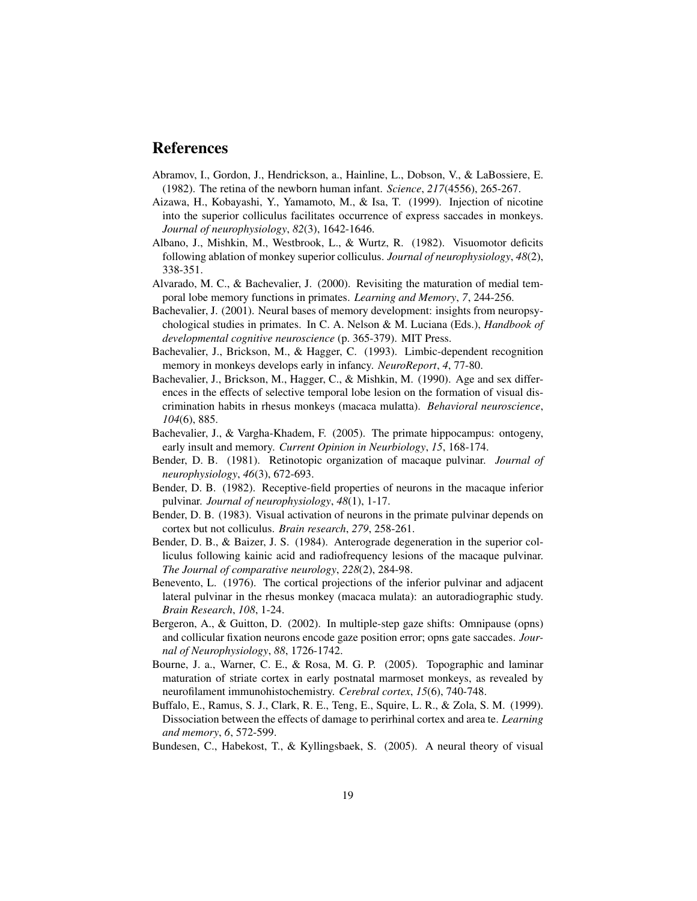# References

Abramov, I., Gordon, J., Hendrickson, a., Hainline, L., Dobson, V., & LaBossiere, E. (1982). The retina of the newborn human infant. *Science*, *217*(4556), 265-267.

Aizawa, H., Kobayashi, Y., Yamamoto, M., & Isa, T. (1999). Injection of nicotine into the superior colliculus facilitates occurrence of express saccades in monkeys. *Journal of neurophysiology*, *82*(3), 1642-1646.

Albano, J., Mishkin, M., Westbrook, L., & Wurtz, R. (1982). Visuomotor deficits following ablation of monkey superior colliculus. *Journal of neurophysiology*, *48*(2), 338-351.

Alvarado, M. C., & Bachevalier, J. (2000). Revisiting the maturation of medial temporal lobe memory functions in primates. *Learning and Memory*, *7*, 244-256.

Bachevalier, J. (2001). Neural bases of memory development: insights from neuropsychological studies in primates. In C. A. Nelson & M. Luciana (Eds.), *Handbook of developmental cognitive neuroscience* (p. 365-379). MIT Press.

Bachevalier, J., Brickson, M., & Hagger, C. (1993). Limbic-dependent recognition memory in monkeys develops early in infancy. *NeuroReport*, *4*, 77-80.

Bachevalier, J., Brickson, M., Hagger, C., & Mishkin, M. (1990). Age and sex differences in the effects of selective temporal lobe lesion on the formation of visual discrimination habits in rhesus monkeys (macaca mulatta). *Behavioral neuroscience*, *104*(6), 885.

Bachevalier, J., & Vargha-Khadem, F. (2005). The primate hippocampus: ontogeny, early insult and memory. *Current Opinion in Neurbiology*, *15*, 168-174.

Bender, D. B. (1981). Retinotopic organization of macaque pulvinar. *Journal of neurophysiology*, *46*(3), 672-693.

Bender, D. B. (1982). Receptive-field properties of neurons in the macaque inferior pulvinar. *Journal of neurophysiology*, *48*(1), 1-17.

Bender, D. B. (1983). Visual activation of neurons in the primate pulvinar depends on cortex but not colliculus. *Brain research*, *279*, 258-261.

Bender, D. B., & Baizer, J. S. (1984). Anterograde degeneration in the superior colliculus following kainic acid and radiofrequency lesions of the macaque pulvinar. *The Journal of comparative neurology*, *228*(2), 284-98.

Benevento, L. (1976). The cortical projections of the inferior pulvinar and adjacent lateral pulvinar in the rhesus monkey (macaca mulata): an autoradiographic study. *Brain Research*, *108*, 1-24.

Bergeron, A., & Guitton, D. (2002). In multiple-step gaze shifts: Omnipause (opns) and collicular fixation neurons encode gaze position error; opns gate saccades. *Journal of Neurophysiology*, *88*, 1726-1742.

Bourne, J. a., Warner, C. E., & Rosa, M. G. P. (2005). Topographic and laminar maturation of striate cortex in early postnatal marmoset monkeys, as revealed by neurofilament immunohistochemistry. *Cerebral cortex*, *15*(6), 740-748.

Buffalo, E., Ramus, S. J., Clark, R. E., Teng, E., Squire, L. R., & Zola, S. M. (1999). Dissociation between the effects of damage to perirhinal cortex and area te. *Learning and memory*, *6*, 572-599.

Bundesen, C., Habekost, T., & Kyllingsbaek, S. (2005). A neural theory of visual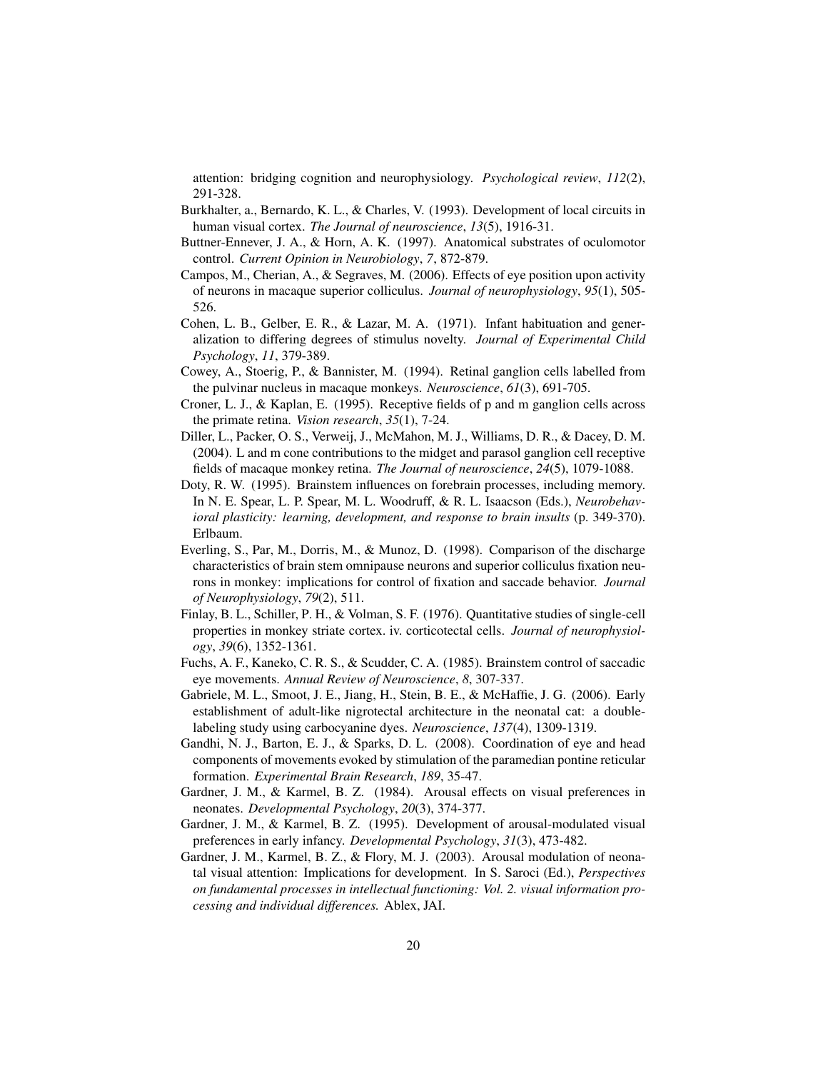attention: bridging cognition and neurophysiology. *Psychological review*, *112*(2), 291-328.

Burkhalter, a., Bernardo, K. L., & Charles, V. (1993). Development of local circuits in human visual cortex. *The Journal of neuroscience*, *13*(5), 1916-31.

Buttner-Ennever, J. A., & Horn, A. K. (1997). Anatomical substrates of oculomotor control. *Current Opinion in Neurobiology*, *7*, 872-879.

Campos, M., Cherian, A., & Segraves, M. (2006). Effects of eye position upon activity of neurons in macaque superior colliculus. *Journal of neurophysiology*, *95*(1), 505-526.

Cohen, L. B., Gelber, E. R., & Lazar, M. A. (1971). Infant habituation and generalization to differing degrees of stimulus novelty. *Journal of Experimental Child Psychology*, *11*, 379-389.

Cowey, A., Stoerig, P., & Bannister, M. (1994). Retinal ganglion cells labelled from the pulvinar nucleus in macaque monkeys. *Neuroscience*, *61*(3), 691-705.

Croner, L. J., & Kaplan, E. (1995). Receptive fields of p and m ganglion cells across the primate retina. *Vision research*, *35*(1), 7-24.

Diller, L., Packer, O. S., Verweij, J., McMahon, M. J., Williams, D. R., & Dacey, D. M. (2004). L and m cone contributions to the midget and parasol ganglion cell receptive fields of macaque monkey retina. *The Journal of neuroscience*, *24*(5), 1079-1088.

Doty, R. W. (1995). Brainstem influences on forebrain processes, including memory. In N. E. Spear, L. P. Spear, M. L. Woodruff, & R. L. Isaacson (Eds.), *Neurobehavioral plasticity: learning, development, and response to brain insults* (p. 349-370). Erlbaum.

Everling, S., Par, M., Dorris, M., & Munoz, D. (1998). Comparison of the discharge characteristics of brain stem omnipause neurons and superior colliculus fixation neurons in monkey: implications for control of fixation and saccade behavior. *Journal of Neurophysiology*, *79*(2), 511.

Finlay, B. L., Schiller, P. H., & Volman, S. F. (1976). Quantitative studies of single-cell properties in monkey striate cortex. iv. corticotectal cells. *Journal of neurophysiology*, *39*(6), 1352-1361.

Fuchs, A. F., Kaneko, C. R. S., & Scudder, C. A. (1985). Brainstem control of saccadic eye movements. *Annual Review of Neuroscience*, *8*, 307-337.

Gabriele, M. L., Smoot, J. E., Jiang, H., Stein, B. E., & McHaffie, J. G. (2006). Early establishment of adult-like nigrotectal architecture in the neonatal cat: a double-labeling study using carbocyanine dyes. *Neuroscience*, *137*(4), 1309-1319.

Gandhi, N. J., Barton, E. J., & Sparks, D. L. (2008). Coordination of eye and head components of movements evoked by stimulation of the paramedian pontine reticular formation. *Experimental Brain Research*, *189*, 35-47.

Gardner, J. M., & Karmel, B. Z. (1984). Arousal effects on visual preferences in neonates. *Developmental Psychology*, *20*(3), 374-377.

Gardner, J. M., & Karmel, B. Z. (1995). Development of arousal-modulated visual preferences in early infancy. *Developmental Psychology*, *31*(3), 473-482.

Gardner, J. M., Karmel, B. Z., & Flory, M. J. (2003). Arousal modulation of neonatal visual attention: Implications for development. In S. Saroci (Ed.), *Perspectives on fundamental processes in intellectual functioning: Vol. 2. visual information processing and individual differences.* Ablex, JAI.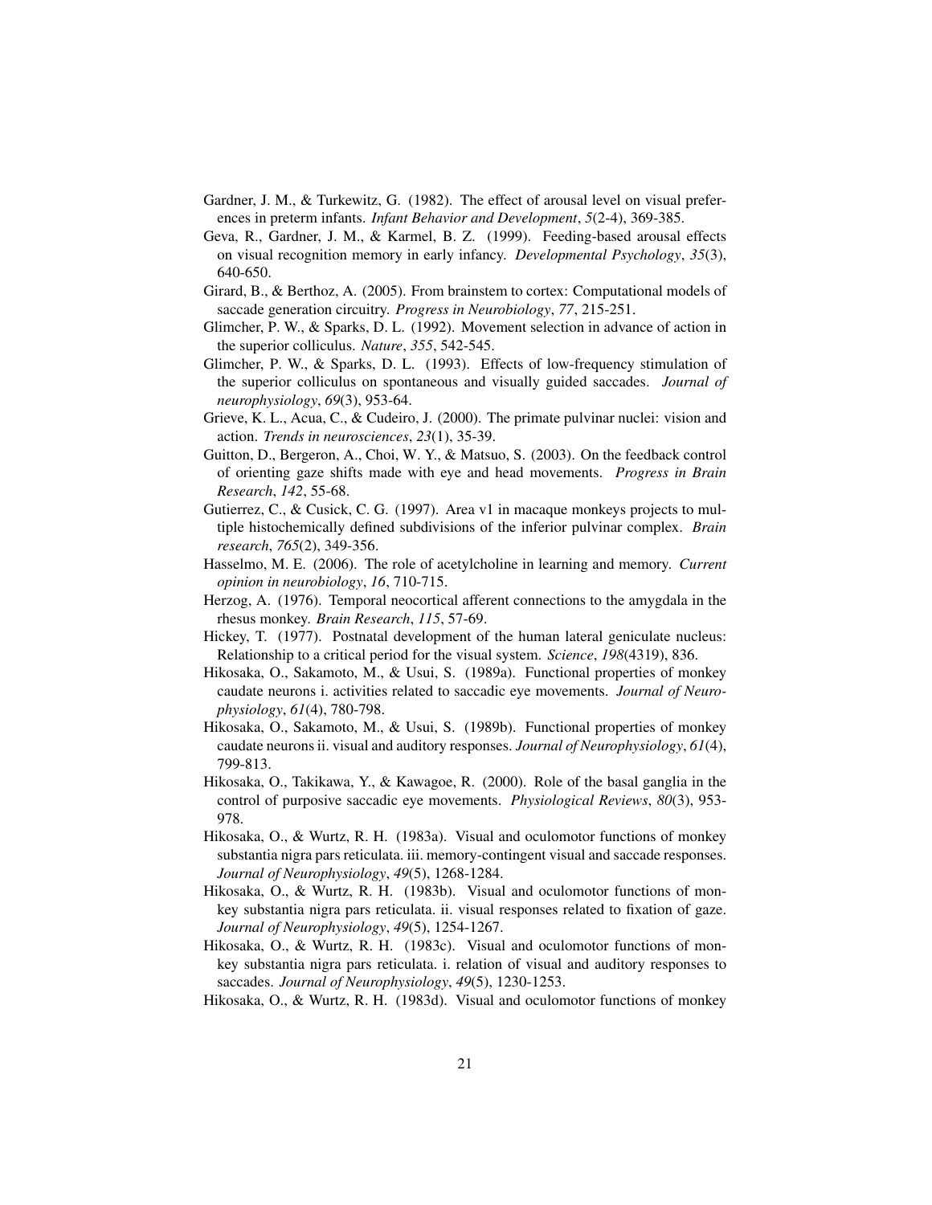Gardner, J. M., & Turkewitz, G. (1982). The effect of arousal level on visual preferences in preterm infants. *Infant Behavior and Development*, *5*(2-4), 369-385.

Geva, R., Gardner, J. M., & Karmel, B. Z. (1999). Feeding-based arousal effects on visual recognition memory in early infancy. *Developmental Psychology*, *35*(3), 640-650.

Girard, B., & Berthoz, A. (2005). From brainstem to cortex: Computational models of saccade generation circuitry. *Progress in Neurobiology*, *77*, 215-251.

Glimcher, P. W., & Sparks, D. L. (1992). Movement selection in advance of action in the superior colliculus. *Nature*, *355*, 542-545.

Glimcher, P. W., & Sparks, D. L. (1993). Effects of low-frequency stimulation of the superior colliculus on spontaneous and visually guided saccades. *Journal of neurophysiology*, *69*(3), 953-64.

Grieve, K. L., Acua, C., & Cudeiro, J. (2000). The primate pulvinar nuclei: vision and action. *Trends in neurosciences*, *23*(1), 35-39.

Guitton, D., Bergeron, A., Choi, W. Y., & Matsuo, S. (2003). On the feedback control of orienting gaze shifts made with eye and head movements. *Progress in Brain Research*, *142*, 55-68.

Gutierrez, C., & Cusick, C. G. (1997). Area v1 in macaque monkeys projects to multiple histochemically defined subdivisions of the inferior pulvinar complex. *Brain research*, *765*(2), 349-356.

Hasselmo, M. E. (2006). The role of acetylcholine in learning and memory. *Current opinion in neurobiology*, *16*, 710-715.

Herzog, A. (1976). Temporal neocortical afferent connections to the amygdala in the rhesus monkey. *Brain Research*, *115*, 57-69.

Hickey, T. (1977). Postnatal development of the human lateral geniculate nucleus: Relationship to a critical period for the visual system. *Science*, *198*(4319), 836.

Hikosaka, O., Sakamoto, M., & Usui, S. (1989a). Functional properties of monkey caudate neurons i. activities related to saccadic eye movements. *Journal of Neurophysiology*, *61*(4), 780-798.

Hikosaka, O., Sakamoto, M., & Usui, S. (1989b). Functional properties of monkey caudate neurons ii. visual and auditory responses. *Journal of Neurophysiology*, *61*(4), 799-813.

Hikosaka, O., Takikawa, Y., & Kawagoe, R. (2000). Role of the basal ganglia in the control of purposive saccadic eye movements. *Physiological Reviews*, *80*(3), 953-978.

Hikosaka, O., & Wurtz, R. H. (1983a). Visual and oculomotor functions of monkey substantia nigra pars reticulata. iii. memory-contingent visual and saccade responses. *Journal of Neurophysiology*, *49*(5), 1268-1284.

Hikosaka, O., & Wurtz, R. H. (1983b). Visual and oculomotor functions of monkey substantia nigra pars reticulata. ii. visual responses related to fixation of gaze. *Journal of Neurophysiology*, *49*(5), 1254-1267.

Hikosaka, O., & Wurtz, R. H. (1983c). Visual and oculomotor functions of monkey substantia nigra pars reticulata. i. relation of visual and auditory responses to saccades. *Journal of Neurophysiology*, *49*(5), 1230-1253.

Hikosaka, O., & Wurtz, R. H. (1983d). Visual and oculomotor functions of monkey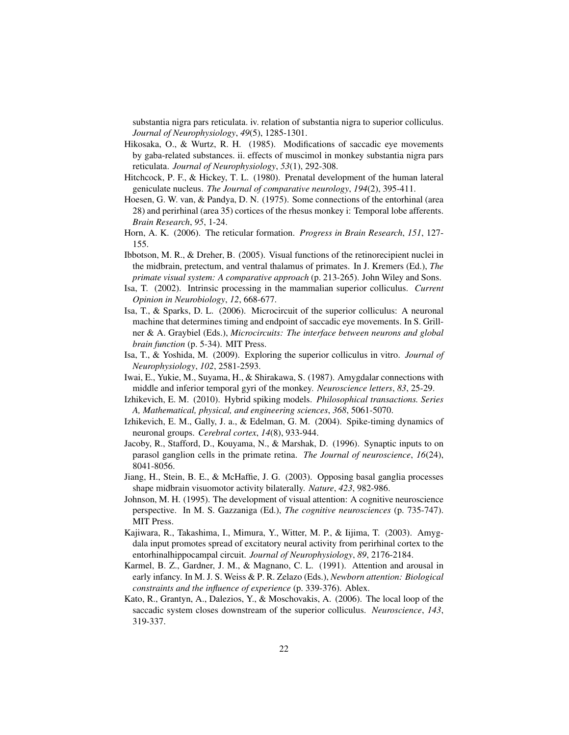substantia nigra pars reticulata. iv. relation of substantia nigra to superior colliculus. *Journal of Neurophysiology*, *49*(5), 1285-1301.

Hikosaka, O., & Wurtz, R. H. (1985). Modifications of saccadic eye movements by gaba-related substances. ii. effects of muscimol in monkey substantia nigra pars reticulata. *Journal of Neurophysiology*, *53*(1), 292-308.

Hitchcock, P. F., & Hickey, T. L. (1980). Prenatal development of the human lateral geniculate nucleus. *The Journal of comparative neurology*, *194*(2), 395-411.

Hoesen, G. W. van, & Pandya, D. N. (1975). Some connections of the entorhinal (area 28) and perirhinal (area 35) cortices of the rhesus monkey i: Temporal lobe afferents. *Brain Research*, *95*, 1-24.

Horn, A. K. (2006). The reticular formation. *Progress in Brain Research*, *151*, 127-155.

Ibbotson, M. R., & Dreher, B. (2005). Visual functions of the retinorecipient nuclei in the midbrain, pretectum, and ventral thalamus of primates. In J. Kremers (Ed.), *The primate visual system: A comparative approach* (p. 213-265). John Wiley and Sons.

Isa, T. (2002). Intrinsic processing in the mammalian superior colliculus. *Current Opinion in Neurobiology*, *12*, 668-677.

Isa, T., & Sparks, D. L. (2006). Microcircuit of the superior colliculus: A neuronal machine that determines timing and endpoint of saccadic eye movements. In S. Grillner & A. Graybiel (Eds.), *Microcircuits: The interface between neurons and global brain function* (p. 5-34). MIT Press.

Isa, T., & Yoshida, M. (2009). Exploring the superior colliculus in vitro. *Journal of Neurophysiology*, *102*, 2581-2593.

Iwai, E., Yukie, M., Suyama, H., & Shirakawa, S. (1987). Amygdalar connections with middle and inferior temporal gyri of the monkey. *Neuroscience letters*, *83*, 25-29.

Izhikevich, E. M. (2010). Hybrid spiking models. *Philosophical transactions. Series A, Mathematical, physical, and engineering sciences*, *368*, 5061-5070.

Izhikevich, E. M., Gally, J. a., & Edelman, G. M. (2004). Spike-timing dynamics of neuronal groups. *Cerebral cortex*, *14*(8), 933-944.

Jacoby, R., Stafford, D., Kouyama, N., & Marshak, D. (1996). Synaptic inputs to on parasol ganglion cells in the primate retina. *The Journal of neuroscience*, *16*(24), 8041-8056.

Jiang, H., Stein, B. E., & McHaffie, J. G. (2003). Opposing basal ganglia processes shape midbrain visuomotor activity bilaterally. *Nature*, *423*, 982-986.

Johnson, M. H. (1995). The development of visual attention: A cognitive neuroscience perspective. In M. S. Gazzaniga (Ed.), *The cognitive neurosciences* (p. 735-747). MIT Press.

Kajiwara, R., Takashima, I., Mimura, Y., Witter, M. P., & Iijima, T. (2003). Amygdala input promotes spread of excitatory neural activity from perirhinal cortex to the entorhinalhippocampal circuit. *Journal of Neurophysiology*, *89*, 2176-2184.

Karmel, B. Z., Gardner, J. M., & Magnano, C. L. (1991). Attention and arousal in early infancy. In M. J. S. Weiss & P. R. Zelazo (Eds.), *Newborn attention: Biological constraints and the influence of experience* (p. 339-376). Ablex.

Kato, R., Grantyn, A., Dalezios, Y., & Moschovakis, A. (2006). The local loop of the saccadic system closes downstream of the superior colliculus. *Neuroscience*, *143*, 319-337.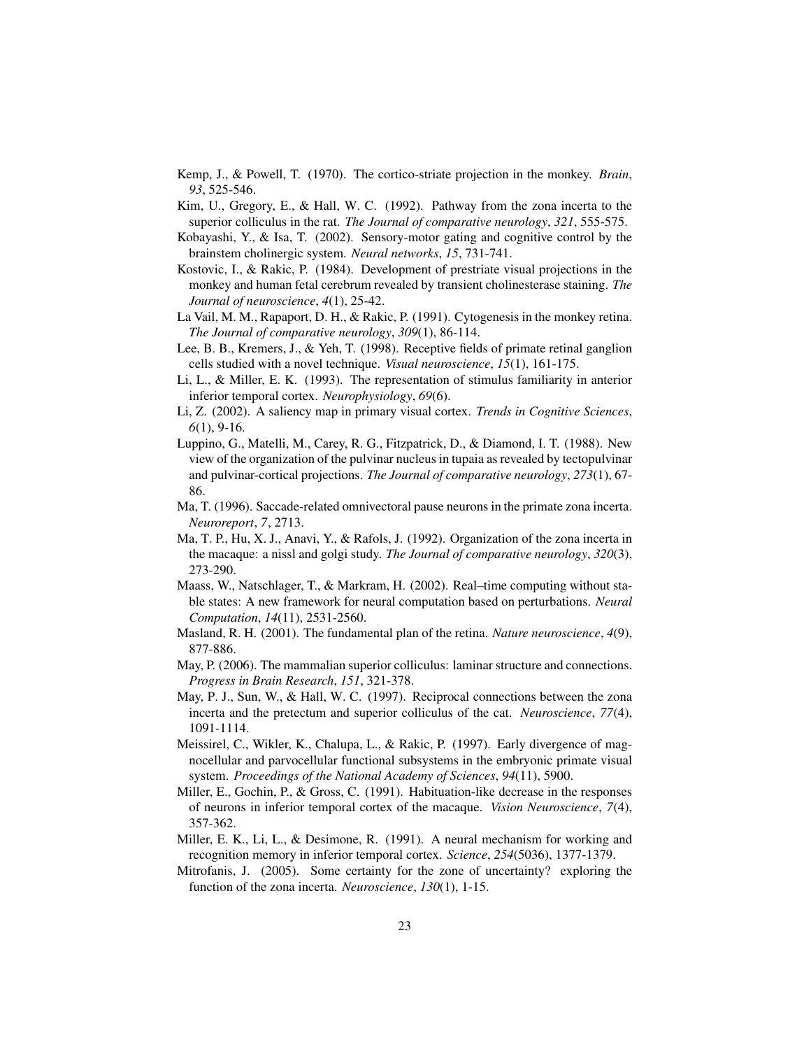Kemp, J., & Powell, T. (1970). The cortico-striate projection in the monkey. *Brain*, *93*, 525-546.

Kim, U., Gregory, E., & Hall, W. C. (1992). Pathway from the zona incerta to the superior colliculus in the rat. *The Journal of comparative neurology*, *321*, 555-575.

Kobayashi, Y., & Isa, T. (2002). Sensory-motor gating and cognitive control by the brainstem cholinergic system. *Neural networks*, *15*, 731-741.

Kostovic, I., & Rakic, P. (1984). Development of prestriate visual projections in the monkey and human fetal cerebrum revealed by transient cholinesterase staining. *The Journal of neuroscience*, *4*(1), 25-42.

La Vail, M. M., Rapaport, D. H., & Rakic, P. (1991). Cytogenesis in the monkey retina. *The Journal of comparative neurology*, *309*(1), 86-114.

Lee, B. B., Kremers, J., & Yeh, T. (1998). Receptive fields of primate retinal ganglion cells studied with a novel technique. *Visual neuroscience*, *15*(1), 161-175.

Li, L., & Miller, E. K. (1993). The representation of stimulus familiarity in anterior inferior temporal cortex. *Neurophysiology*, *69*(6).

Li, Z. (2002). A saliency map in primary visual cortex. *Trends in Cognitive Sciences*, *6*(1), 9-16.

Luppino, G., Matelli, M., Carey, R. G., Fitzpatrick, D., & Diamond, I. T. (1988). New view of the organization of the pulvinar nucleus in tupaia as revealed by tectopulvinar and pulvinar-cortical projections. *The Journal of comparative neurology*, *273*(1), 67-86.

Ma, T. (1996). Saccade-related omnivectoral pause neurons in the primate zona incerta. *Neuroreport*, *7*, 2713.

Ma, T. P., Hu, X. J., Anavi, Y., & Rafols, J. (1992). Organization of the zona incerta in the macaque: a nissl and golgi study. *The Journal of comparative neurology*, *320*(3), 273-290.

Maass, W., Natschlager, T., & Markram, H. (2002). Real–time computing without stable states: A new framework for neural computation based on perturbations. *Neural Computation*, *14*(11), 2531-2560.

Masland, R. H. (2001). The fundamental plan of the retina. *Nature neuroscience*, *4*(9), 877-886.

May, P. (2006). The mammalian superior colliculus: laminar structure and connections. *Progress in Brain Research*, *151*, 321-378.

May, P. J., Sun, W., & Hall, W. C. (1997). Reciprocal connections between the zona incerta and the pretectum and superior colliculus of the cat. *Neuroscience*, *77*(4), 1091-1114.

Meissirel, C., Wikler, K., Chalupa, L., & Rakic, P. (1997). Early divergence of magnocellular and parvocellular functional subsystems in the embryonic primate visual system. *Proceedings of the National Academy of Sciences*, *94*(11), 5900.

Miller, E., Gochin, P., & Gross, C. (1991). Habituation-like decrease in the responses of neurons in inferior temporal cortex of the macaque. *Vision Neuroscience*, *7*(4), 357-362.

Miller, E. K., Li, L., & Desimone, R. (1991). A neural mechanism for working and recognition memory in inferior temporal cortex. *Science*, *254*(5036), 1377-1379.

Mitrofanis, J. (2005). Some certainty for the zone of uncertainty? exploring the function of the zona incerta. *Neuroscience*, *130*(1), 1-15.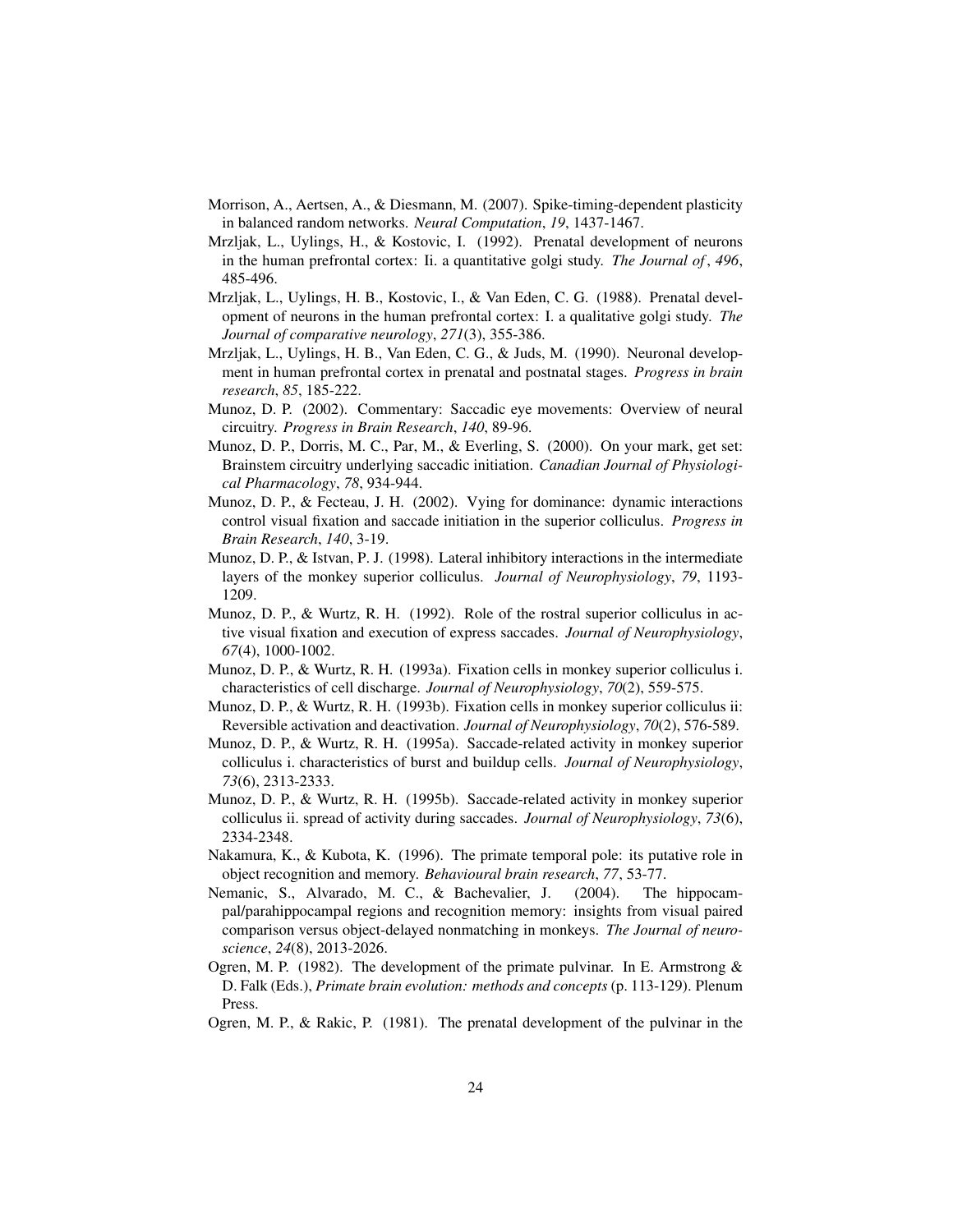Morrison, A., Aertsen, A., & Diesmann, M. (2007). Spike-timing-dependent plasticity in balanced random networks. *Neural Computation*, *19*, 1437-1467.

Mrzljak, L., Uylings, H., & Kostovic, I. (1992). Prenatal development of neurons in the human prefrontal cortex: Ii. a quantitative golgi study. *The Journal of*, *496*, 485-496.

Mrzljak, L., Uylings, H. B., Kostovic, I., & Van Eden, C. G. (1988). Prenatal development of neurons in the human prefrontal cortex: I. a qualitative golgi study. *The Journal of comparative neurology*, *271*(3), 355-386.

Mrzljak, L., Uylings, H. B., Van Eden, C. G., & Juds, M. (1990). Neuronal development in human prefrontal cortex in prenatal and postnatal stages. *Progress in brain research*, *85*, 185-222.

Munoz, D. P. (2002). Commentary: Saccadic eye movements: Overview of neural circuitry. *Progress in Brain Research*, *140*, 89-96.

Munoz, D. P., Dorris, M. C., Par, M., & Everling, S. (2000). On your mark, get set: Brainstem circuitry underlying saccadic initiation. *Canadian Journal of Physiological Pharmacology*, *78*, 934-944.

Munoz, D. P., & Fecteau, J. H. (2002). Vying for dominance: dynamic interactions control visual fixation and saccade initiation in the superior colliculus. *Progress in Brain Research*, *140*, 3-19.

Munoz, D. P., & Istvan, P. J. (1998). Lateral inhibitory interactions in the intermediate layers of the monkey superior colliculus. *Journal of Neurophysiology*, *79*, 1193-1209.

Munoz, D. P., & Wurtz, R. H. (1992). Role of the rostral superior colliculus in active visual fixation and execution of express saccades. *Journal of Neurophysiology*, *67*(4), 1000-1002.

Munoz, D. P., & Wurtz, R. H. (1993a). Fixation cells in monkey superior colliculus i. characteristics of cell discharge. *Journal of Neurophysiology*, *70*(2), 559-575.

Munoz, D. P., & Wurtz, R. H. (1993b). Fixation cells in monkey superior colliculus ii: Reversible activation and deactivation. *Journal of Neurophysiology*, *70*(2), 576-589.

Munoz, D. P., & Wurtz, R. H. (1995a). Saccade-related activity in monkey superior colliculus i. characteristics of burst and buildup cells. *Journal of Neurophysiology*, *73*(6), 2313-2333.

Munoz, D. P., & Wurtz, R. H. (1995b). Saccade-related activity in monkey superior colliculus ii. spread of activity during saccades. *Journal of Neurophysiology*, *73*(6), 2334-2348.

Nakamura, K., & Kubota, K. (1996). The primate temporal pole: its putative role in object recognition and memory. *Behavioural brain research*, *77*, 53-77.

Nemanic, S., Alvarado, M. C., & Bachevalier, J. (2004). The hippocampal/parahippocampal regions and recognition memory: insights from visual paired comparison versus object-delayed nonmatching in monkeys. *The Journal of neuroscience*, *24*(8), 2013-2026.

Ogren, M. P. (1982). The development of the primate pulvinar. In E. Armstrong & D. Falk (Eds.), *Primate brain evolution: methods and concepts* (p. 113-129). Plenum Press.

Ogren, M. P., & Rakic, P. (1981). The prenatal development of the pulvinar in the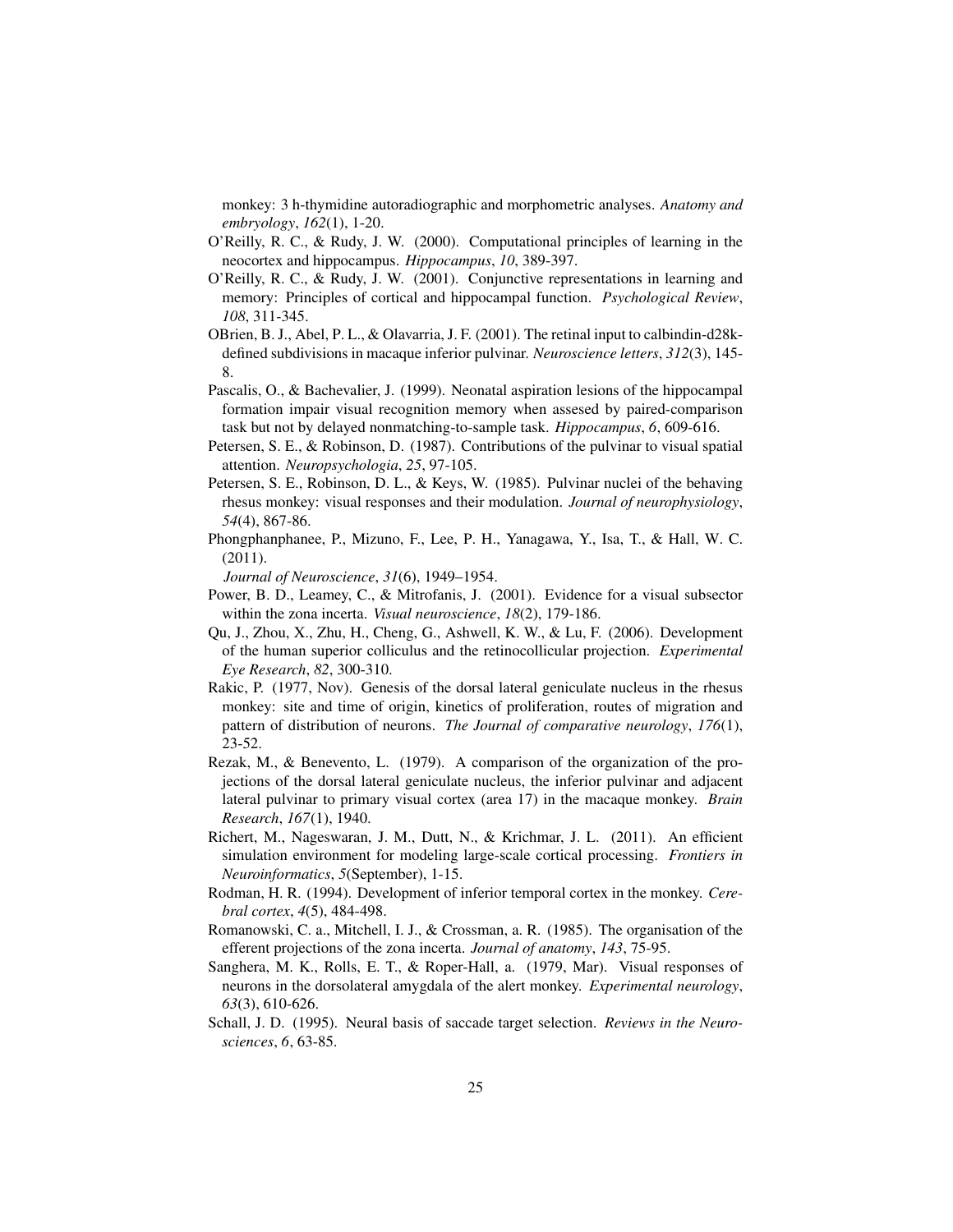monkey: 3 h-thymidine autoradiographic and morphometric analyses. *Anatomy and embryology*, *162*(1), 1-20.

O'Reilly, R. C., & Rudy, J. W. (2000). Computational principles of learning in the neocortex and hippocampus. *Hippocampus*, *10*, 389-397.

O'Reilly, R. C., & Rudy, J. W. (2001). Conjunctive representations in learning and memory: Principles of cortical and hippocampal function. *Psychological Review*, *108*, 311-345.

OBrien, B. J., Abel, P. L., & Olavarria, J. F. (2001). The retinal input to calbindin-d28k-defined subdivisions in macaque inferior pulvinar. *Neuroscience letters*, *312*(3), 145-8.

Pascalis, O., & Bachevalier, J. (1999). Neonatal aspiration lesions of the hippocampal formation impair visual recognition memory when assesed by paired-comparison task but not by delayed nonmatching-to-sample task. *Hippocampus*, *6*, 609-616.

Petersen, S. E., & Robinson, D. (1987). Contributions of the pulvinar to visual spatial attention. *Neuropsychologia*, *25*, 97-105.

Petersen, S. E., Robinson, D. L., & Keys, W. (1985). Pulvinar nuclei of the behaving rhesus monkey: visual responses and their modulation. *Journal of neurophysiology*, *54*(4), 867-86.

Phongphanphanee, P., Mizuno, F., Lee, P. H., Yanagawa, Y., Isa, T., & Hall, W. C. (2011).
*Journal of Neuroscience*, *31*(6), 1949–1954.

Power, B. D., Leamey, C., & Mitrofanis, J. (2001). Evidence for a visual subsector within the zona incerta. *Visual neuroscience*, *18*(2), 179-186.

Qu, J., Zhou, X., Zhu, H., Cheng, G., Ashwell, K. W., & Lu, F. (2006). Development of the human superior colliculus and the retinocollicular projection. *Experimental Eye Research*, *82*, 300-310.

Rakic, P. (1977, Nov). Genesis of the dorsal lateral geniculate nucleus in the rhesus monkey: site and time of origin, kinetics of proliferation, routes of migration and pattern of distribution of neurons. *The Journal of comparative neurology*, *176*(1), 23-52.

Rezak, M., & Benevento, L. (1979). A comparison of the organization of the projections of the dorsal lateral geniculate nucleus, the inferior pulvinar and adjacent lateral pulvinar to primary visual cortex (area 17) in the macaque monkey. *Brain Research*, *167*(1), 1940.

Richert, M., Nageswaran, J. M., Dutt, N., & Krichmar, J. L. (2011). An efficient simulation environment for modeling large-scale cortical processing. *Frontiers in Neuroinformatics*, *5*(September), 1-15.

Rodman, H. R. (1994). Development of inferior temporal cortex in the monkey. *Cerebral cortex*, *4*(5), 484-498.

Romanowski, C. a., Mitchell, I. J., & Crossman, a. R. (1985). The organisation of the efferent projections of the zona incerta. *Journal of anatomy*, *143*, 75-95.

Sanghera, M. K., Rolls, E. T., & Roper-Hall, a. (1979, Mar). Visual responses of neurons in the dorsolateral amygdala of the alert monkey. *Experimental neurology*, *63*(3), 610-626.

Schall, J. D. (1995). Neural basis of saccade target selection. *Reviews in the Neurosciences*, *6*, 63-85.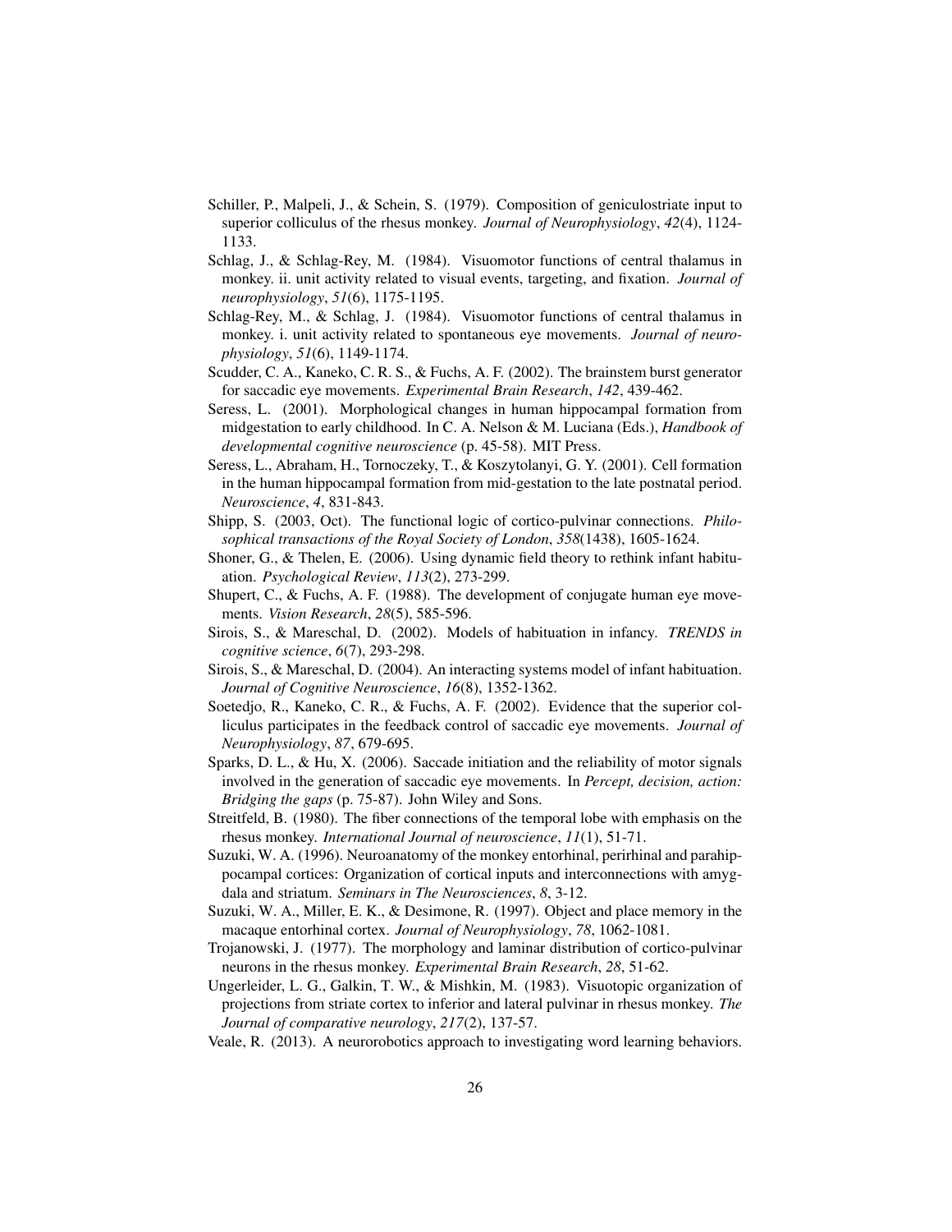Schiller, P., Malpeli, J., & Schein, S. (1979). Composition of geniculostriate input to superior colliculus of the rhesus monkey. *Journal of Neurophysiology*, *42*(4), 1124-1133.

Schlag, J., & Schlag-Rey, M. (1984). Visuomotor functions of central thalamus in monkey. ii. unit activity related to visual events, targeting, and fixation. *Journal of neurophysiology*, *51*(6), 1175-1195.

Schlag-Rey, M., & Schlag, J. (1984). Visuomotor functions of central thalamus in monkey. i. unit activity related to spontaneous eye movements. *Journal of neurophysiology*, *51*(6), 1149-1174.

Scudder, C. A., Kaneko, C. R. S., & Fuchs, A. F. (2002). The brainstem burst generator for saccadic eye movements. *Experimental Brain Research*, *142*, 439-462.

Seress, L. (2001). Morphological changes in human hippocampal formation from midgestation to early childhood. In C. A. Nelson & M. Luciana (Eds.), *Handbook of developmental cognitive neuroscience* (p. 45-58). MIT Press.

Seress, L., Abraham, H., Tornoczeky, T., & Koszytolanyi, G. Y. (2001). Cell formation in the human hippocampal formation from mid-gestation to the late postnatal period. *Neuroscience*, *4*, 831-843.

Shipp, S. (2003, Oct). The functional logic of cortico-pulvinar connections. *Philosophical transactions of the Royal Society of London*, *358*(1438), 1605-1624.

Shoner, G., & Thelen, E. (2006). Using dynamic field theory to rethink infant habituation. *Psychological Review*, *113*(2), 273-299.

Shupert, C., & Fuchs, A. F. (1988). The development of conjugate human eye movements. *Vision Research*, *28*(5), 585-596.

Sirois, S., & Mareschal, D. (2002). Models of habituation in infancy. *TRENDS in cognitive science*, *6*(7), 293-298.

Sirois, S., & Mareschal, D. (2004). An interacting systems model of infant habituation. *Journal of Cognitive Neuroscience*, *16*(8), 1352-1362.

Soetedjo, R., Kaneko, C. R., & Fuchs, A. F. (2002). Evidence that the superior colliculus participates in the feedback control of saccadic eye movements. *Journal of Neurophysiology*, *87*, 679-695.

Sparks, D. L., & Hu, X. (2006). Saccade initiation and the reliability of motor signals involved in the generation of saccadic eye movements. In *Percept, decision, action: Bridging the gaps* (p. 75-87). John Wiley and Sons.

Streitfeld, B. (1980). The fiber connections of the temporal lobe with emphasis on the rhesus monkey. *International Journal of neuroscience*, *11*(1), 51-71.

Suzuki, W. A. (1996). Neuroanatomy of the monkey entorhinal, perirhinal and parahippocampal cortices: Organization of cortical inputs and interconnections with amygdala and striatum. *Seminars in The Neurosciences*, *8*, 3-12.

Suzuki, W. A., Miller, E. K., & Desimone, R. (1997). Object and place memory in the macaque entorhinal cortex. *Journal of Neurophysiology*, *78*, 1062-1081.

Trojanowski, J. (1977). The morphology and laminar distribution of cortico-pulvinar neurons in the rhesus monkey. *Experimental Brain Research*, *28*, 51-62.

Ungerleider, L. G., Galkin, T. W., & Mishkin, M. (1983). Visuotopic organization of projections from striate cortex to inferior and lateral pulvinar in rhesus monkey. *The Journal of comparative neurology*, *217*(2), 137-57.

Veale, R. (2013). A neurorobotics approach to investigating word learning behaviors.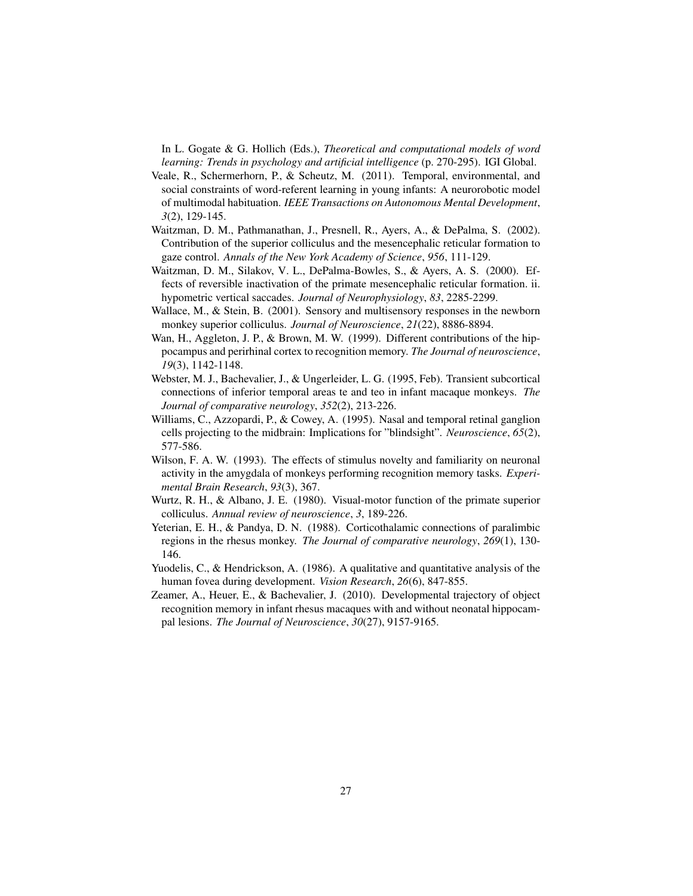In L. Gogate & G. Hollich (Eds.), *Theoretical and computational models of word learning: Trends in psychology and artificial intelligence* (p. 270-295). IGI Global.

Veale, R., Schermerhorn, P., & Scheutz, M. (2011). Temporal, environmental, and social constraints of word-referent learning in young infants: A neurorobotic model of multimodal habituation. *IEEE Transactions on Autonomous Mental Development*, *3*(2), 129-145.

Waitzman, D. M., Pathmanathan, J., Presnell, R., Ayers, A., & DePalma, S. (2002). Contribution of the superior colliculus and the mesencephalic reticular formation to gaze control. *Annals of the New York Academy of Science*, *956*, 111-129.

Waitzman, D. M., Silakov, V. L., DePalma-Bowles, S., & Ayers, A. S. (2000). Effects of reversible inactivation of the primate mesencephalic reticular formation. ii. hypometric vertical saccades. *Journal of Neurophysiology*, *83*, 2285-2299.

Wallace, M., & Stein, B. (2001). Sensory and multisensory responses in the newborn monkey superior colliculus. *Journal of Neuroscience*, *21*(22), 8886-8894.

Wan, H., Aggleton, J. P., & Brown, M. W. (1999). Different contributions of the hippocampus and perirhinal cortex to recognition memory. *The Journal of neuroscience*, *19*(3), 1142-1148.

Webster, M. J., Bachevalier, J., & Ungerleider, L. G. (1995, Feb). Transient subcortical connections of inferior temporal areas te and teo in infant macaque monkeys. *The Journal of comparative neurology*, *352*(2), 213-226.

Williams, C., Azzopardi, P., & Cowey, A. (1995). Nasal and temporal retinal ganglion cells projecting to the midbrain: Implications for "blindsight". *Neuroscience*, *65*(2), 577-586.

Wilson, F. A. W. (1993). The effects of stimulus novelty and familiarity on neuronal activity in the amygdala of monkeys performing recognition memory tasks. *Experimental Brain Research*, *93*(3), 367.

Wurtz, R. H., & Albano, J. E. (1980). Visual-motor function of the primate superior colliculus. *Annual review of neuroscience*, *3*, 189-226.

Yeterian, E. H., & Pandya, D. N. (1988). Corticothalamic connections of paralimbic regions in the rhesus monkey. *The Journal of comparative neurology*, *269*(1), 130-146.

Yuodelis, C., & Hendrickson, A. (1986). A qualitative and quantitative analysis of the human fovea during development. *Vision Research*, *26*(6), 847-855.

Zeamer, A., Heuer, E., & Bachevalier, J. (2010). Developmental trajectory of object recognition memory in infant rhesus macaques with and without neonatal hippocampal lesions. *The Journal of Neuroscience*, *30*(27), 9157-9165.